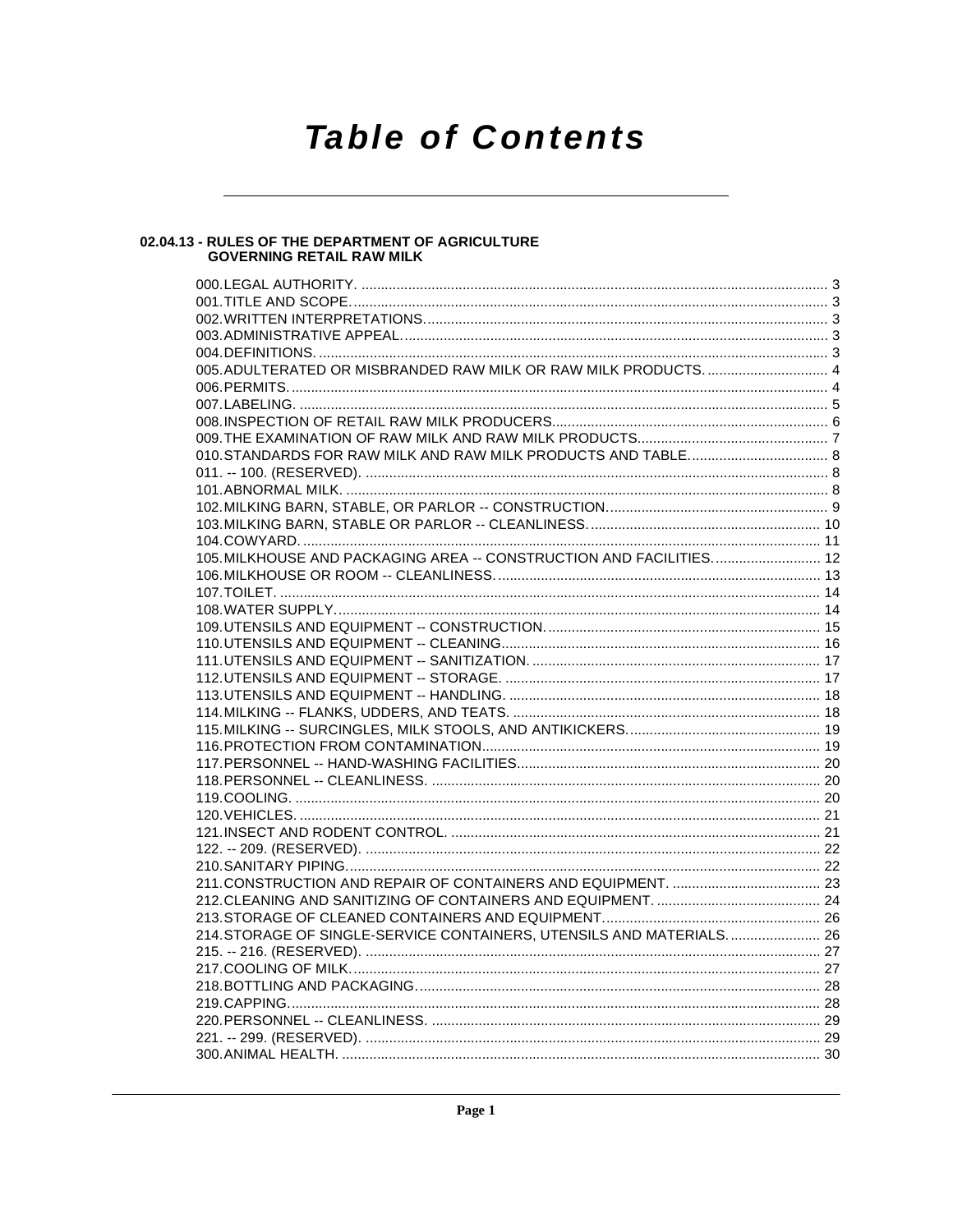# Table of Contents

## 02.04.13 - RULES OF THE DEPARTMENT OF AGRICULTURE GOVERNING RETAIL RAW MILK

000.LEGAL AUTHORITY. ........ 3
001.TITLE AND SCOPE. ........ 3
002.WRITTEN INTERPRETATIONS. ........ 3
003.ADMINISTRATIVE APPEAL. ........ 3
004.DEFINITIONS. ........ 3
005.ADULTERATED OR MISBRANDED RAW MILK OR RAW MILK PRODUCTS. ........ 4
006.PERMITS. ........ 4
007.LABELING. ........ 5
008.INSPECTION OF RETAIL RAW MILK PRODUCERS. ........ 6
009.THE EXAMINATION OF RAW MILK AND RAW MILK PRODUCTS. ........ 7
010.STANDARDS FOR RAW MILK AND RAW MILK PRODUCTS AND TABLE. ........ 8
011. -- 100. (RESERVED). ........ 8
101.ABNORMAL MILK. ........ 8
102.MILKING BARN, STABLE, OR PARLOR -- CONSTRUCTION. ........ 9
103.MILKING BARN, STABLE OR PARLOR -- CLEANLINESS. ........ 10
104.COWYARD. ........ 11
105.MILKHOUSE AND PACKAGING AREA -- CONSTRUCTION AND FACILITIES. ........ 12
106.MILKHOUSE OR ROOM -- CLEANLINESS. ........ 13
107.TOILET. ........ 14
108.WATER SUPPLY. ........ 14
109.UTENSILS AND EQUIPMENT -- CONSTRUCTION. ........ 15
110.UTENSILS AND EQUIPMENT -- CLEANING. ........ 16
111.UTENSILS AND EQUIPMENT -- SANITIZATION. ........ 17
112.UTENSILS AND EQUIPMENT -- STORAGE. ........ 17
113.UTENSILS AND EQUIPMENT -- HANDLING. ........ 18
114.MILKING -- FLANKS, UDDERS, AND TEATS. ........ 18
115.MILKING -- SURCINGLES, MILK STOOLS, AND ANTIKICKERS. ........ 19
116.PROTECTION FROM CONTAMINATION. ........ 19
117.PERSONNEL -- HAND-WASHING FACILITIES. ........ 20
118.PERSONNEL -- CLEANLINESS. ........ 20
119.COOLING. ........ 20
120.VEHICLES. ........ 21
121.INSECT AND RODENT CONTROL. ........ 21
122. -- 209. (RESERVED). ........ 22
210.SANITARY PIPING. ........ 22
211.CONSTRUCTION AND REPAIR OF CONTAINERS AND EQUIPMENT. ........ 23
212.CLEANING AND SANITIZING OF CONTAINERS AND EQUIPMENT. ........ 24
213.STORAGE OF CLEANED CONTAINERS AND EQUIPMENT. ........ 26
214.STORAGE OF SINGLE-SERVICE CONTAINERS, UTENSILS AND MATERIALS. ........ 26
215. -- 216. (RESERVED). ........ 27
217.COOLING OF MILK. ........ 27
218.BOTTLING AND PACKAGING. ........ 28
219.CAPPING. ........ 28
220.PERSONNEL -- CLEANLINESS. ........ 29
221. -- 299. (RESERVED). ........ 29
300.ANIMAL HEALTH. ........ 30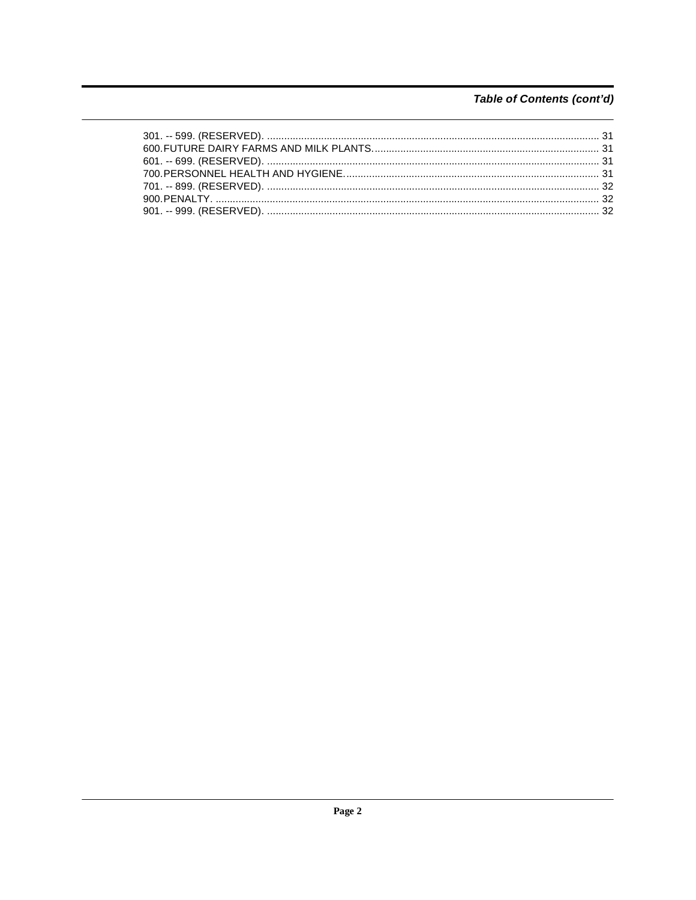## Table of Contents (cont'd)

301. -- 599. (RESERVED). .......... 31
600. FUTURE DAIRY FARMS AND MILK PLANTS. .......... 31
601. -- 699. (RESERVED). .......... 31
700. PERSONNEL HEALTH AND HYGIENE. .......... 31
701. -- 899. (RESERVED). .......... 32
900. PENALTY. .......... 32
901. -- 999. (RESERVED). .......... 32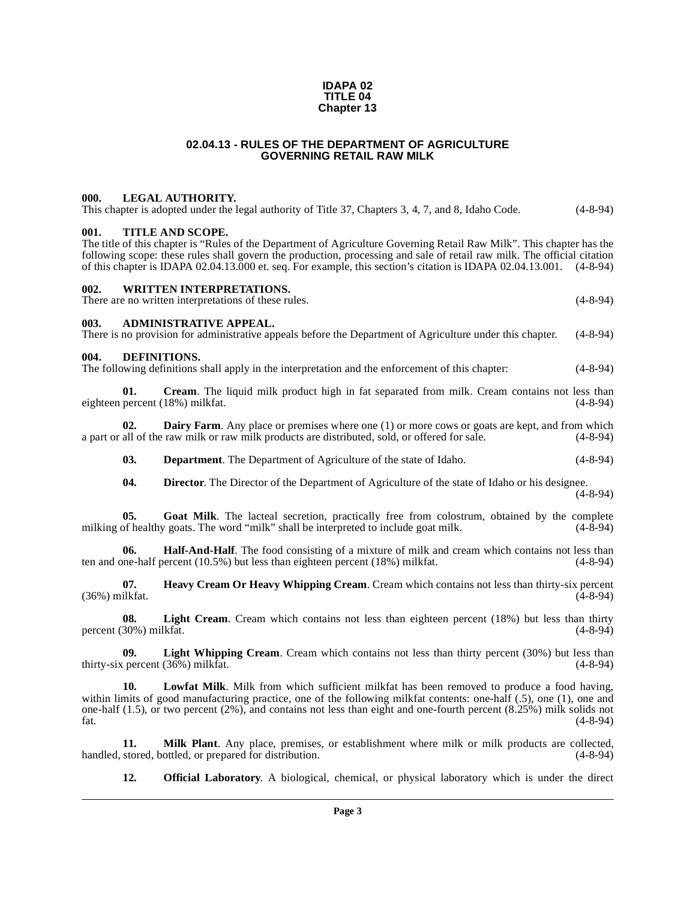**IDAPA 02**
**TITLE 04**
**Chapter 13**

## 02.04.13 - RULES OF THE DEPARTMENT OF AGRICULTURE GOVERNING RETAIL RAW MILK

### 000. LEGAL AUTHORITY.

This chapter is adopted under the legal authority of Title 37, Chapters 3, 4, 7, and 8, Idaho Code. (4-8-94)

### 001. TITLE AND SCOPE.

The title of this chapter is "Rules of the Department of Agriculture Governing Retail Raw Milk". This chapter has the following scope: these rules shall govern the production, processing and sale of retail raw milk. The official citation of this chapter is IDAPA 02.04.13.000 et. seq. For example, this section's citation is IDAPA 02.04.13.001. (4-8-94)

### 002. WRITTEN INTERPRETATIONS.

There are no written interpretations of these rules. (4-8-94)

### 003. ADMINISTRATIVE APPEAL.

There is no provision for administrative appeals before the Department of Agriculture under this chapter. (4-8-94)

### 004. DEFINITIONS.

The following definitions shall apply in the interpretation and the enforcement of this chapter: (4-8-94)

**01. Cream**. The liquid milk product high in fat separated from milk. Cream contains not less than eighteen percent (18%) milkfat. (4-8-94)

**02. Dairy Farm**. Any place or premises where one (1) or more cows or goats are kept, and from which a part or all of the raw milk or raw milk products are distributed, sold, or offered for sale. (4-8-94)

**03. Department**. The Department of Agriculture of the state of Idaho. (4-8-94)

**04. Director**. The Director of the Department of Agriculture of the state of Idaho or his designee. (4-8-94)

**05. Goat Milk**. The lacteal secretion, practically free from colostrum, obtained by the complete milking of healthy goats. The word "milk" shall be interpreted to include goat milk. (4-8-94)

**06. Half-And-Half**. The food consisting of a mixture of milk and cream which contains not less than ten and one-half percent (10.5%) but less than eighteen percent (18%) milkfat. (4-8-94)

**07. Heavy Cream Or Heavy Whipping Cream**. Cream which contains not less than thirty-six percent (36%) milkfat. (4-8-94)

**08. Light Cream**. Cream which contains not less than eighteen percent (18%) but less than thirty percent (30%) milkfat. (4-8-94)

**09. Light Whipping Cream**. Cream which contains not less than thirty percent (30%) but less than thirty-six percent (36%) milkfat. (4-8-94)

**10. Lowfat Milk**. Milk from which sufficient milkfat has been removed to produce a food having, within limits of good manufacturing practice, one of the following milkfat contents: one-half (.5), one (1), one and one-half (1.5), or two percent (2%), and contains not less than eight and one-fourth percent (8.25%) milk solids not fat. (4-8-94)

**11. Milk Plant**. Any place, premises, or establishment where milk or milk products are collected, handled, stored, bottled, or prepared for distribution. (4-8-94)

**12. Official Laboratory**. A biological, chemical, or physical laboratory which is under the direct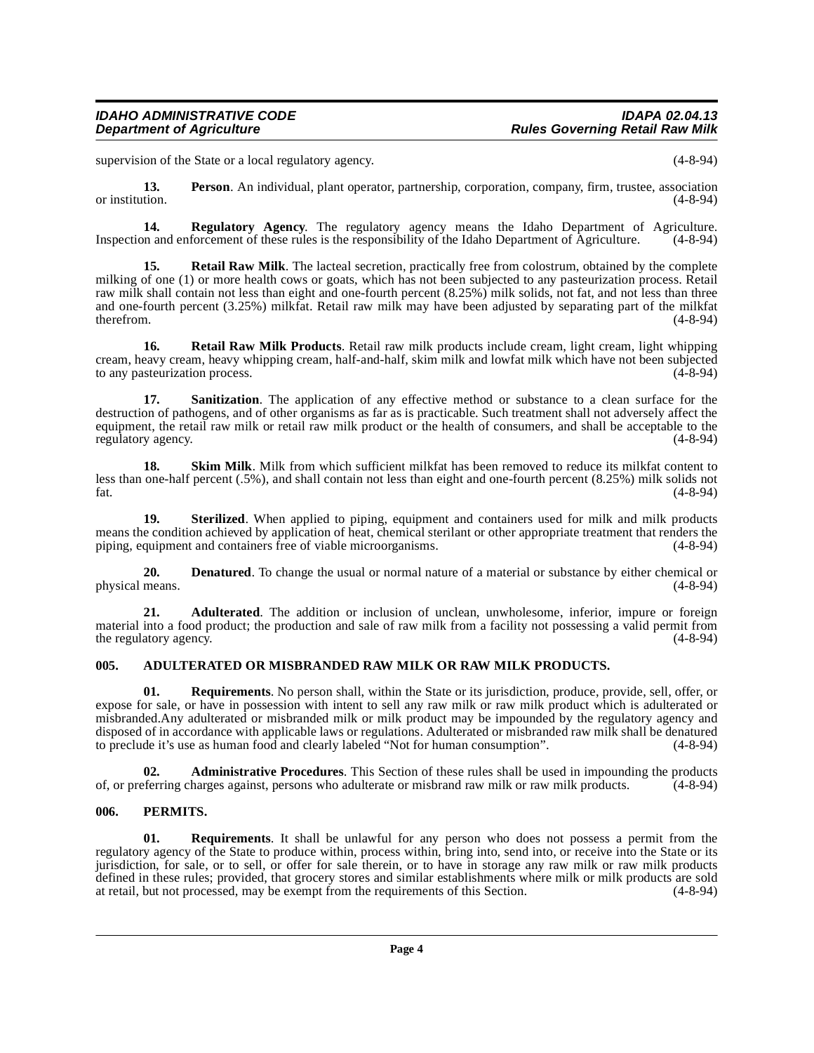supervision of the State or a local regulatory agency. (4-8-94)

**13. Person**. An individual, plant operator, partnership, corporation, company, firm, trustee, association or institution. (4-8-94)

**14. Regulatory Agency**. The regulatory agency means the Idaho Department of Agriculture. Inspection and enforcement of these rules is the responsibility of the Idaho Department of Agriculture. (4-8-94)

**15. Retail Raw Milk**. The lacteal secretion, practically free from colostrum, obtained by the complete milking of one (1) or more health cows or goats, which has not been subjected to any pasteurization process. Retail raw milk shall contain not less than eight and one-fourth percent (8.25%) milk solids, not fat, and not less than three and one-fourth percent (3.25%) milkfat. Retail raw milk may have been adjusted by separating part of the milkfat therefrom. (4-8-94)

**16. Retail Raw Milk Products**. Retail raw milk products include cream, light cream, light whipping cream, heavy cream, heavy whipping cream, half-and-half, skim milk and lowfat milk which have not been subjected to any pasteurization process. (4-8-94)

**17. Sanitization**. The application of any effective method or substance to a clean surface for the destruction of pathogens, and of other organisms as far as is practicable. Such treatment shall not adversely affect the equipment, the retail raw milk or retail raw milk product or the health of consumers, and shall be acceptable to the regulatory agency. (4-8-94)

**18. Skim Milk**. Milk from which sufficient milkfat has been removed to reduce its milkfat content to less than one-half percent (.5%), and shall contain not less than eight and one-fourth percent (8.25%) milk solids not fat. (4-8-94)

**19. Sterilized**. When applied to piping, equipment and containers used for milk and milk products means the condition achieved by application of heat, chemical sterilant or other appropriate treatment that renders the piping, equipment and containers free of viable microorganisms. (4-8-94)

**20. Denatured**. To change the usual or normal nature of a material or substance by either chemical or physical means. (4-8-94)

**21. Adulterated**. The addition or inclusion of unclean, unwholesome, inferior, impure or foreign material into a food product; the production and sale of raw milk from a facility not possessing a valid permit from the regulatory agency. (4-8-94)

## 005. ADULTERATED OR MISBRANDED RAW MILK OR RAW MILK PRODUCTS.

**01. Requirements**. No person shall, within the State or its jurisdiction, produce, provide, sell, offer, or expose for sale, or have in possession with intent to sell any raw milk or raw milk product which is adulterated or misbranded.Any adulterated or misbranded milk or milk product may be impounded by the regulatory agency and disposed of in accordance with applicable laws or regulations. Adulterated or misbranded raw milk shall be denatured to preclude it's use as human food and clearly labeled "Not for human consumption". (4-8-94)

**02. Administrative Procedures**. This Section of these rules shall be used in impounding the products of, or preferring charges against, persons who adulterate or misbrand raw milk or raw milk products. (4-8-94)

## 006. PERMITS.

**01. Requirements**. It shall be unlawful for any person who does not possess a permit from the regulatory agency of the State to produce within, process within, bring into, send into, or receive into the State or its jurisdiction, for sale, or to sell, or offer for sale therein, or to have in storage any raw milk or raw milk products defined in these rules; provided, that grocery stores and similar establishments where milk or milk products are sold at retail, but not processed, may be exempt from the requirements of this Section. (4-8-94)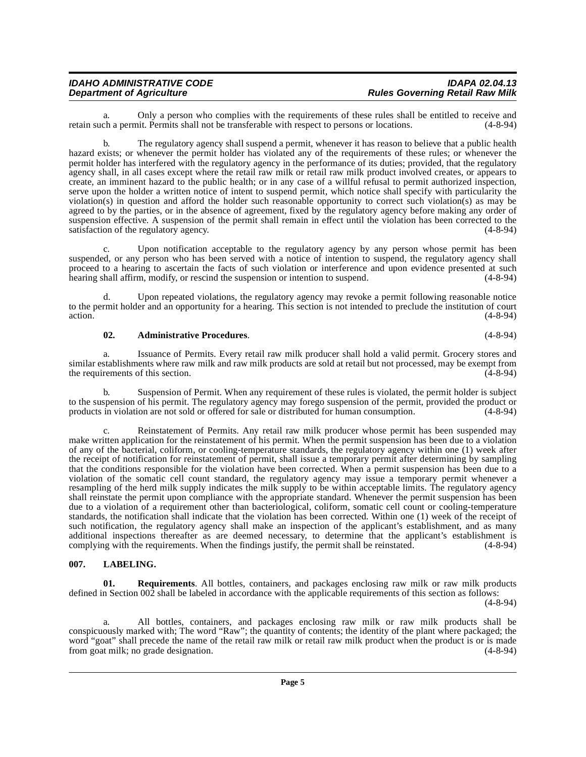a. Only a person who complies with the requirements of these rules shall be entitled to receive and retain such a permit. Permits shall not be transferable with respect to persons or locations. (4-8-94)

b. The regulatory agency shall suspend a permit, whenever it has reason to believe that a public health hazard exists; or whenever the permit holder has violated any of the requirements of these rules; or whenever the permit holder has interfered with the regulatory agency in the performance of its duties; provided, that the regulatory agency shall, in all cases except where the retail raw milk or retail raw milk product involved creates, or appears to create, an imminent hazard to the public health; or in any case of a willful refusal to permit authorized inspection, serve upon the holder a written notice of intent to suspend permit, which notice shall specify with particularity the violation(s) in question and afford the holder such reasonable opportunity to correct such violation(s) as may be agreed to by the parties, or in the absence of agreement, fixed by the regulatory agency before making any order of suspension effective. A suspension of the permit shall remain in effect until the violation has been corrected to the satisfaction of the regulatory agency. (4-8-94)

c. Upon notification acceptable to the regulatory agency by any person whose permit has been suspended, or any person who has been served with a notice of intention to suspend, the regulatory agency shall proceed to a hearing to ascertain the facts of such violation or interference and upon evidence presented at such hearing shall affirm, modify, or rescind the suspension or intention to suspend. (4-8-94)

d. Upon repeated violations, the regulatory agency may revoke a permit following reasonable notice to the permit holder and an opportunity for a hearing. This section is not intended to preclude the institution of court action. (4-8-94)

**02. Administrative Procedures**. (4-8-94)

a. Issuance of Permits. Every retail raw milk producer shall hold a valid permit. Grocery stores and similar establishments where raw milk and raw milk products are sold at retail but not processed, may be exempt from the requirements of this section. (4-8-94)

b. Suspension of Permit. When any requirement of these rules is violated, the permit holder is subject to the suspension of his permit. The regulatory agency may forego suspension of the permit, provided the product or products in violation are not sold or offered for sale or distributed for human consumption. (4-8-94)

c. Reinstatement of Permits. Any retail raw milk producer whose permit has been suspended may make written application for the reinstatement of his permit. When the permit suspension has been due to a violation of any of the bacterial, coliform, or cooling-temperature standards, the regulatory agency within one (1) week after the receipt of notification for reinstatement of permit, shall issue a temporary permit after determining by sampling that the conditions responsible for the violation have been corrected. When a permit suspension has been due to a violation of the somatic cell count standard, the regulatory agency may issue a temporary permit whenever a resampling of the herd milk supply indicates the milk supply to be within acceptable limits. The regulatory agency shall reinstate the permit upon compliance with the appropriate standard. Whenever the permit suspension has been due to a violation of a requirement other than bacteriological, coliform, somatic cell count or cooling-temperature standards, the notification shall indicate that the violation has been corrected. Within one (1) week of the receipt of such notification, the regulatory agency shall make an inspection of the applicant's establishment, and as many additional inspections thereafter as are deemed necessary, to determine that the applicant's establishment is complying with the requirements. When the findings justify, the permit shall be reinstated. (4-8-94)

## 007. LABELING.

**01. Requirements**. All bottles, containers, and packages enclosing raw milk or raw milk products defined in Section 002 shall be labeled in accordance with the applicable requirements of this section as follows: (4-8-94)

a. All bottles, containers, and packages enclosing raw milk or raw milk products shall be conspicuously marked with; The word "Raw"; the quantity of contents; the identity of the plant where packaged; the word "goat" shall precede the name of the retail raw milk or retail raw milk product when the product is or is made from goat milk; no grade designation. (4-8-94)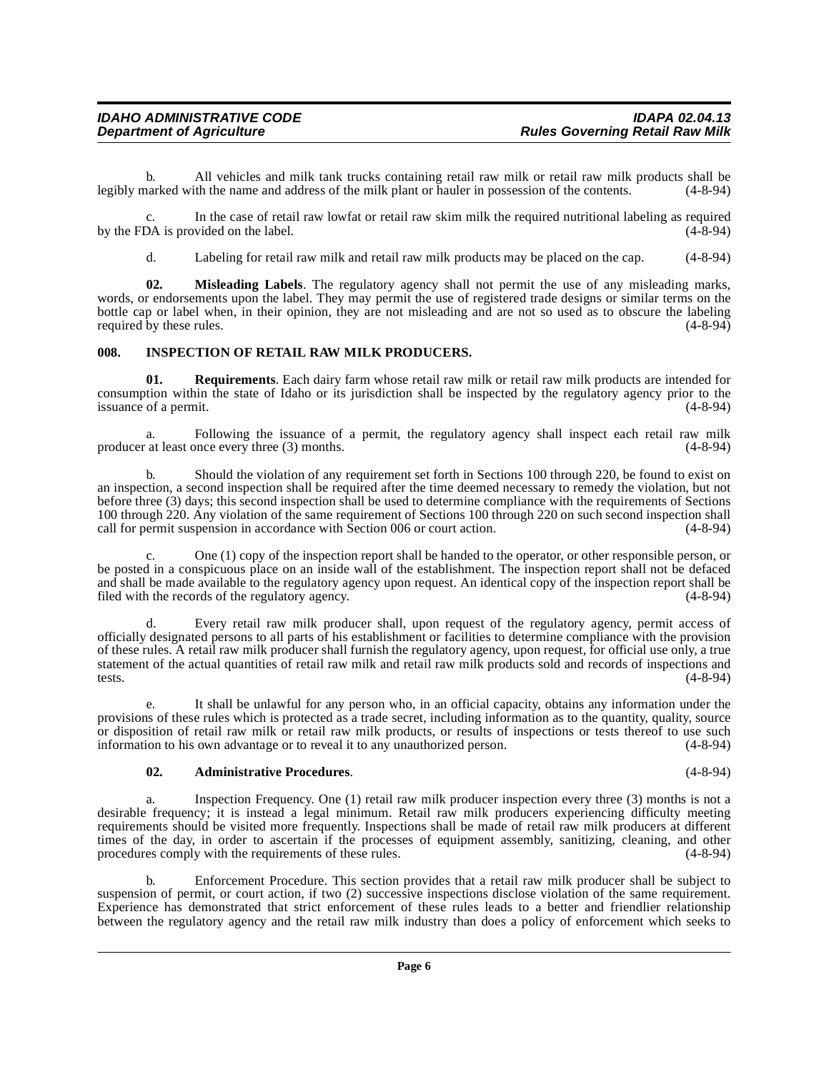b. All vehicles and milk tank trucks containing retail raw milk or retail raw milk products shall be legibly marked with the name and address of the milk plant or hauler in possession of the contents. (4-8-94)

c. In the case of retail raw lowfat or retail raw skim milk the required nutritional labeling as required by the FDA is provided on the label. (4-8-94)

d. Labeling for retail raw milk and retail raw milk products may be placed on the cap. (4-8-94)

**02. Misleading Labels**. The regulatory agency shall not permit the use of any misleading marks, words, or endorsements upon the label. They may permit the use of registered trade designs or similar terms on the bottle cap or label when, in their opinion, they are not misleading and are not so used as to obscure the labeling required by these rules. (4-8-94)

## 008. INSPECTION OF RETAIL RAW MILK PRODUCERS.

**01. Requirements**. Each dairy farm whose retail raw milk or retail raw milk products are intended for consumption within the state of Idaho or its jurisdiction shall be inspected by the regulatory agency prior to the issuance of a permit. (4-8-94)

a. Following the issuance of a permit, the regulatory agency shall inspect each retail raw milk producer at least once every three (3) months. (4-8-94)

b. Should the violation of any requirement set forth in Sections 100 through 220, be found to exist on an inspection, a second inspection shall be required after the time deemed necessary to remedy the violation, but not before three (3) days; this second inspection shall be used to determine compliance with the requirements of Sections 100 through 220. Any violation of the same requirement of Sections 100 through 220 on such second inspection shall call for permit suspension in accordance with Section 006 or court action. (4-8-94)

c. One (1) copy of the inspection report shall be handed to the operator, or other responsible person, or be posted in a conspicuous place on an inside wall of the establishment. The inspection report shall not be defaced and shall be made available to the regulatory agency upon request. An identical copy of the inspection report shall be filed with the records of the regulatory agency. (4-8-94)

d. Every retail raw milk producer shall, upon request of the regulatory agency, permit access of officially designated persons to all parts of his establishment or facilities to determine compliance with the provision of these rules. A retail raw milk producer shall furnish the regulatory agency, upon request, for official use only, a true statement of the actual quantities of retail raw milk and retail raw milk products sold and records of inspections and tests. (4-8-94)

e. It shall be unlawful for any person who, in an official capacity, obtains any information under the provisions of these rules which is protected as a trade secret, including information as to the quantity, quality, source or disposition of retail raw milk or retail raw milk products, or results of inspections or tests thereof to use such information to his own advantage or to reveal it to any unauthorized person. (4-8-94)

**02. Administrative Procedures**. (4-8-94)

a. Inspection Frequency. One (1) retail raw milk producer inspection every three (3) months is not a desirable frequency; it is instead a legal minimum. Retail raw milk producers experiencing difficulty meeting requirements should be visited more frequently. Inspections shall be made of retail raw milk producers at different times of the day, in order to ascertain if the processes of equipment assembly, sanitizing, cleaning, and other procedures comply with the requirements of these rules. (4-8-94)

b. Enforcement Procedure. This section provides that a retail raw milk producer shall be subject to suspension of permit, or court action, if two (2) successive inspections disclose violation of the same requirement. Experience has demonstrated that strict enforcement of these rules leads to a better and friendlier relationship between the regulatory agency and the retail raw milk industry than does a policy of enforcement which seeks to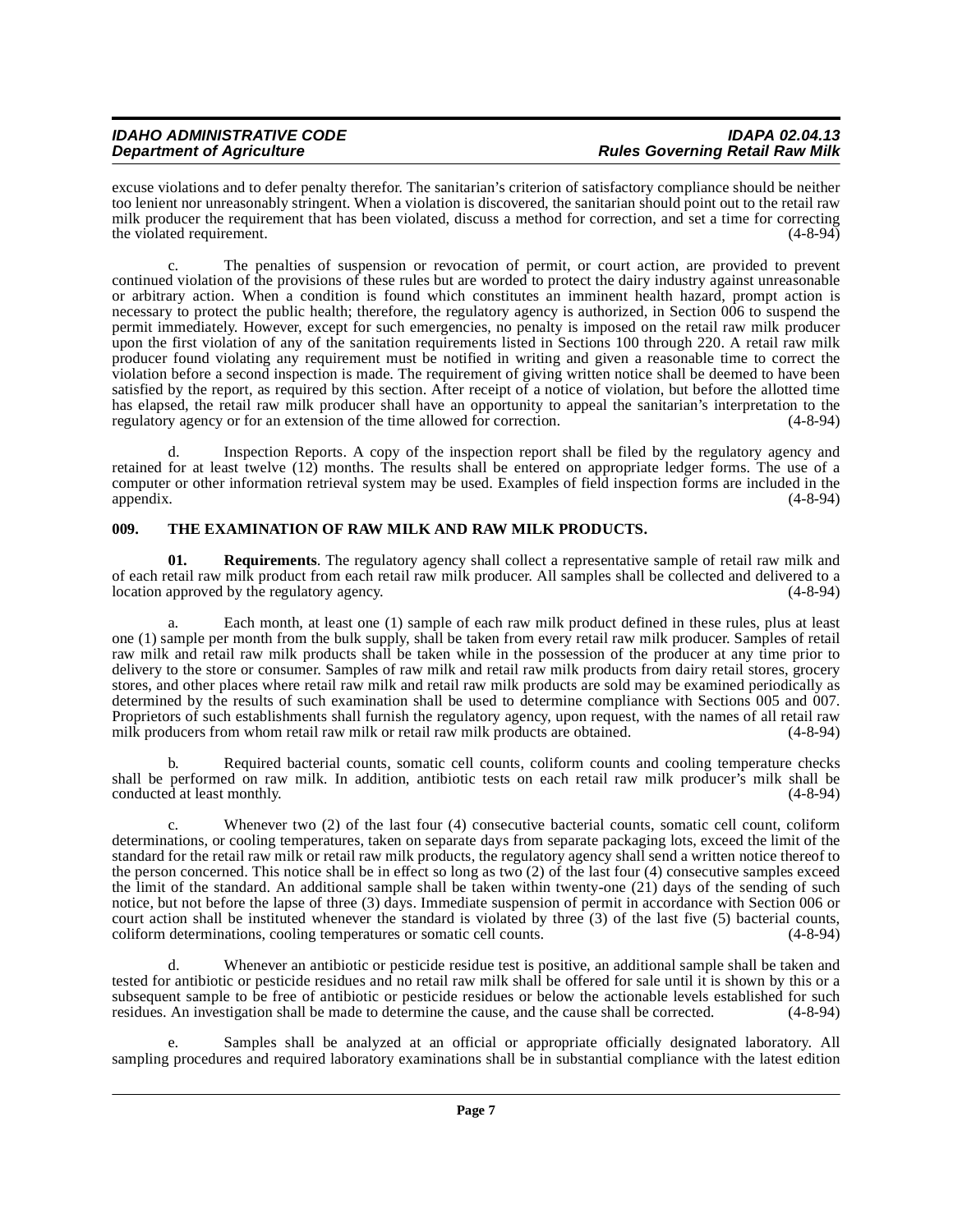excuse violations and to defer penalty therefor. The sanitarian's criterion of satisfactory compliance should be neither too lenient nor unreasonably stringent. When a violation is discovered, the sanitarian should point out to the retail raw milk producer the requirement that has been violated, discuss a method for correction, and set a time for correcting the violated requirement. (4-8-94)

c. The penalties of suspension or revocation of permit, or court action, are provided to prevent continued violation of the provisions of these rules but are worded to protect the dairy industry against unreasonable or arbitrary action. When a condition is found which constitutes an imminent health hazard, prompt action is necessary to protect the public health; therefore, the regulatory agency is authorized, in Section 006 to suspend the permit immediately. However, except for such emergencies, no penalty is imposed on the retail raw milk producer upon the first violation of any of the sanitation requirements listed in Sections 100 through 220. A retail raw milk producer found violating any requirement must be notified in writing and given a reasonable time to correct the violation before a second inspection is made. The requirement of giving written notice shall be deemed to have been satisfied by the report, as required by this section. After receipt of a notice of violation, but before the allotted time has elapsed, the retail raw milk producer shall have an opportunity to appeal the sanitarian's interpretation to the regulatory agency or for an extension of the time allowed for correction. (4-8-94)

d. Inspection Reports. A copy of the inspection report shall be filed by the regulatory agency and retained for at least twelve (12) months. The results shall be entered on appropriate ledger forms. The use of a computer or other information retrieval system may be used. Examples of field inspection forms are included in the appendix. (4-8-94)

## 009. THE EXAMINATION OF RAW MILK AND RAW MILK PRODUCTS.

**01. Requirements**. The regulatory agency shall collect a representative sample of retail raw milk and of each retail raw milk product from each retail raw milk producer. All samples shall be collected and delivered to a location approved by the regulatory agency. (4-8-94)

a. Each month, at least one (1) sample of each raw milk product defined in these rules, plus at least one (1) sample per month from the bulk supply, shall be taken from every retail raw milk producer. Samples of retail raw milk and retail raw milk products shall be taken while in the possession of the producer at any time prior to delivery to the store or consumer. Samples of raw milk and retail raw milk products from dairy retail stores, grocery stores, and other places where retail raw milk and retail raw milk products are sold may be examined periodically as determined by the results of such examination shall be used to determine compliance with Sections 005 and 007. Proprietors of such establishments shall furnish the regulatory agency, upon request, with the names of all retail raw milk producers from whom retail raw milk or retail raw milk products are obtained. (4-8-94)

b. Required bacterial counts, somatic cell counts, coliform counts and cooling temperature checks shall be performed on raw milk. In addition, antibiotic tests on each retail raw milk producer's milk shall be conducted at least monthly. (4-8-94)

c. Whenever two (2) of the last four (4) consecutive bacterial counts, somatic cell count, coliform determinations, or cooling temperatures, taken on separate days from separate packaging lots, exceed the limit of the standard for the retail raw milk or retail raw milk products, the regulatory agency shall send a written notice thereof to the person concerned. This notice shall be in effect so long as two (2) of the last four (4) consecutive samples exceed the limit of the standard. An additional sample shall be taken within twenty-one (21) days of the sending of such notice, but not before the lapse of three (3) days. Immediate suspension of permit in accordance with Section 006 or court action shall be instituted whenever the standard is violated by three (3) of the last five (5) bacterial counts, coliform determinations, cooling temperatures or somatic cell counts. (4-8-94)

d. Whenever an antibiotic or pesticide residue test is positive, an additional sample shall be taken and tested for antibiotic or pesticide residues and no retail raw milk shall be offered for sale until it is shown by this or a subsequent sample to be free of antibiotic or pesticide residues or below the actionable levels established for such residues. An investigation shall be made to determine the cause, and the cause shall be corrected. (4-8-94)

e. Samples shall be analyzed at an official or appropriate officially designated laboratory. All sampling procedures and required laboratory examinations shall be in substantial compliance with the latest edition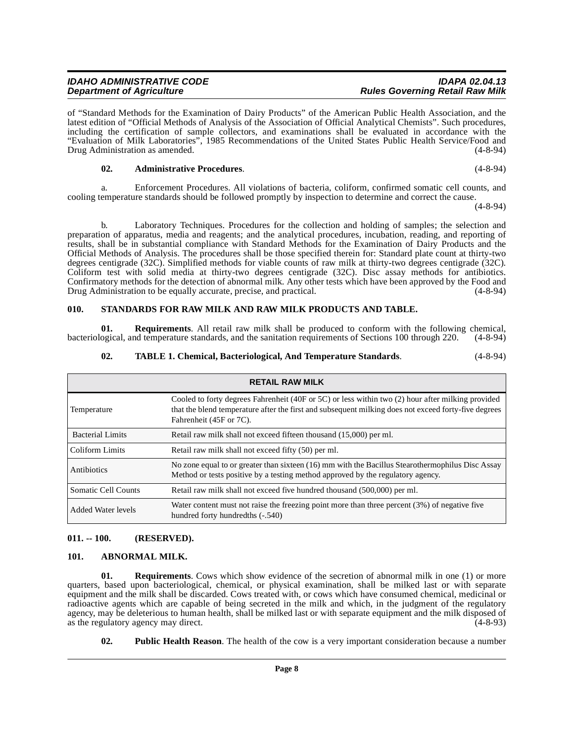of "Standard Methods for the Examination of Dairy Products" of the American Public Health Association, and the latest edition of "Official Methods of Analysis of the Association of Official Analytical Chemists". Such procedures, including the certification of sample collectors, and examinations shall be evaluated in accordance with the "Evaluation of Milk Laboratories", 1985 Recommendations of the United States Public Health Service/Food and Drug Administration as amended. (4-8-94)

**02. Administrative Procedures**. (4-8-94)

a. Enforcement Procedures. All violations of bacteria, coliform, confirmed somatic cell counts, and cooling temperature standards should be followed promptly by inspection to determine and correct the cause. (4-8-94)

b. Laboratory Techniques. Procedures for the collection and holding of samples; the selection and preparation of apparatus, media and reagents; and the analytical procedures, incubation, reading, and reporting of results, shall be in substantial compliance with Standard Methods for the Examination of Dairy Products and the Official Methods of Analysis. The procedures shall be those specified therein for: Standard plate count at thirty-two degrees centigrade (32C). Simplified methods for viable counts of raw milk at thirty-two degrees centigrade (32C). Coliform test with solid media at thirty-two degrees centigrade (32C). Disc assay methods for antibiotics. Confirmatory methods for the detection of abnormal milk. Any other tests which have been approved by the Food and Drug Administration to be equally accurate, precise, and practical. (4-8-94)

## 010. STANDARDS FOR RAW MILK AND RAW MILK PRODUCTS AND TABLE.

**01. Requirements**. All retail raw milk shall be produced to conform with the following chemical, bacteriological, and temperature standards, and the sanitation requirements of Sections 100 through 220. (4-8-94)

**02. TABLE 1. Chemical, Bacteriological, And Temperature Standards**. (4-8-94)

| RETAIL RAW MILK | |
|---|---|
| Temperature | Cooled to forty degrees Fahrenheit (40F or 5C) or less within two (2) hour after milking provided that the blend temperature after the first and subsequent milking does not exceed forty-five degrees Fahrenheit (45F or 7C). |
| Bacterial Limits | Retail raw milk shall not exceed fifteen thousand (15,000) per ml. |
| Coliform Limits | Retail raw milk shall not exceed fifty (50) per ml. |
| Antibiotics | No zone equal to or greater than sixteen (16) mm with the Bacillus Stearothermophilus Disc Assay Method or tests positive by a testing method approved by the regulatory agency. |
| Somatic Cell Counts | Retail raw milk shall not exceed five hundred thousand (500,000) per ml. |
| Added Water levels | Water content must not raise the freezing point more than three percent (3%) of negative five hundred forty hundredths (-.540) |

## 011. -- 100. (RESERVED).

## 101. ABNORMAL MILK.

**01. Requirements**. Cows which show evidence of the secretion of abnormal milk in one (1) or more quarters, based upon bacteriological, chemical, or physical examination, shall be milked last or with separate equipment and the milk shall be discarded. Cows treated with, or cows which have consumed chemical, medicinal or radioactive agents which are capable of being secreted in the milk and which, in the judgment of the regulatory agency, may be deleterious to human health, shall be milked last or with separate equipment and the milk disposed of as the regulatory agency may direct. (4-8-93)

**02. Public Health Reason**. The health of the cow is a very important consideration because a number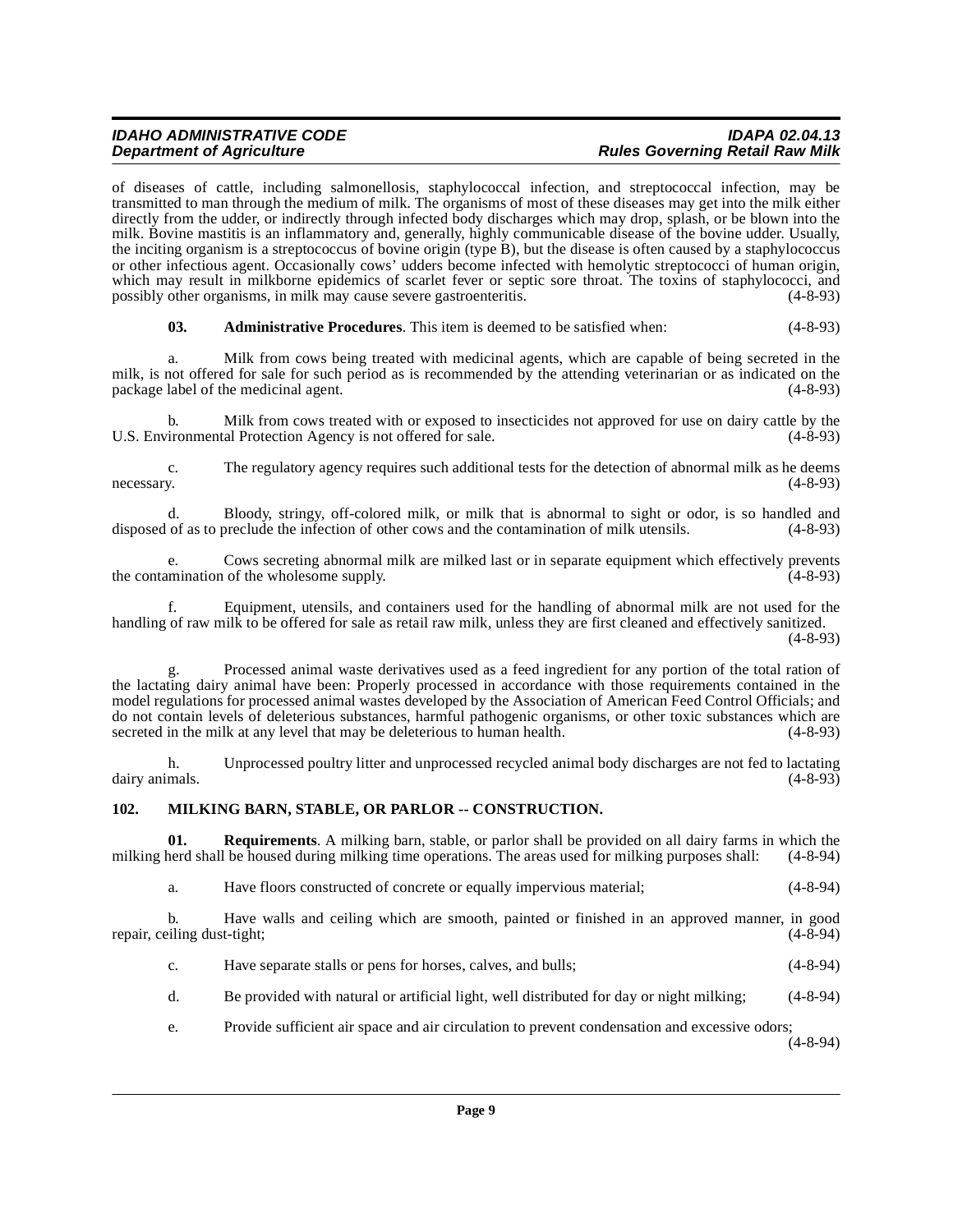of diseases of cattle, including salmonellosis, staphylococcal infection, and streptococcal infection, may be transmitted to man through the medium of milk. The organisms of most of these diseases may get into the milk either directly from the udder, or indirectly through infected body discharges which may drop, splash, or be blown into the milk. Bovine mastitis is an inflammatory and, generally, highly communicable disease of the bovine udder. Usually, the inciting organism is a streptococcus of bovine origin (type B), but the disease is often caused by a staphylococcus or other infectious agent. Occasionally cows' udders become infected with hemolytic streptococci of human origin, which may result in milkborne epidemics of scarlet fever or septic sore throat. The toxins of staphylococci, and possibly other organisms, in milk may cause severe gastroenteritis. (4-8-93)

**03. Administrative Procedures**. This item is deemed to be satisfied when: (4-8-93)

a. Milk from cows being treated with medicinal agents, which are capable of being secreted in the milk, is not offered for sale for such period as is recommended by the attending veterinarian or as indicated on the package label of the medicinal agent. (4-8-93)

b. Milk from cows treated with or exposed to insecticides not approved for use on dairy cattle by the U.S. Environmental Protection Agency is not offered for sale. (4-8-93)

c. The regulatory agency requires such additional tests for the detection of abnormal milk as he deems necessary. (4-8-93)

d. Bloody, stringy, off-colored milk, or milk that is abnormal to sight or odor, is so handled and disposed of as to preclude the infection of other cows and the contamination of milk utensils. (4-8-93)

e. Cows secreting abnormal milk are milked last or in separate equipment which effectively prevents the contamination of the wholesome supply. (4-8-93)

f. Equipment, utensils, and containers used for the handling of abnormal milk are not used for the handling of raw milk to be offered for sale as retail raw milk, unless they are first cleaned and effectively sanitized. (4-8-93)

g. Processed animal waste derivatives used as a feed ingredient for any portion of the total ration of the lactating dairy animal have been: Properly processed in accordance with those requirements contained in the model regulations for processed animal wastes developed by the Association of American Feed Control Officials; and do not contain levels of deleterious substances, harmful pathogenic organisms, or other toxic substances which are secreted in the milk at any level that may be deleterious to human health. (4-8-93)

h. Unprocessed poultry litter and unprocessed recycled animal body discharges are not fed to lactating dairy animals. (4-8-93)

## 102. MILKING BARN, STABLE, OR PARLOR -- CONSTRUCTION.

**01. Requirements**. A milking barn, stable, or parlor shall be provided on all dairy farms in which the milking herd shall be housed during milking time operations. The areas used for milking purposes shall: (4-8-94)

a. Have floors constructed of concrete or equally impervious material; (4-8-94)

b. Have walls and ceiling which are smooth, painted or finished in an approved manner, in good repair, ceiling dust-tight; (4-8-94)

c. Have separate stalls or pens for horses, calves, and bulls; (4-8-94)

d. Be provided with natural or artificial light, well distributed for day or night milking; (4-8-94)

e. Provide sufficient air space and air circulation to prevent condensation and excessive odors; (4-8-94)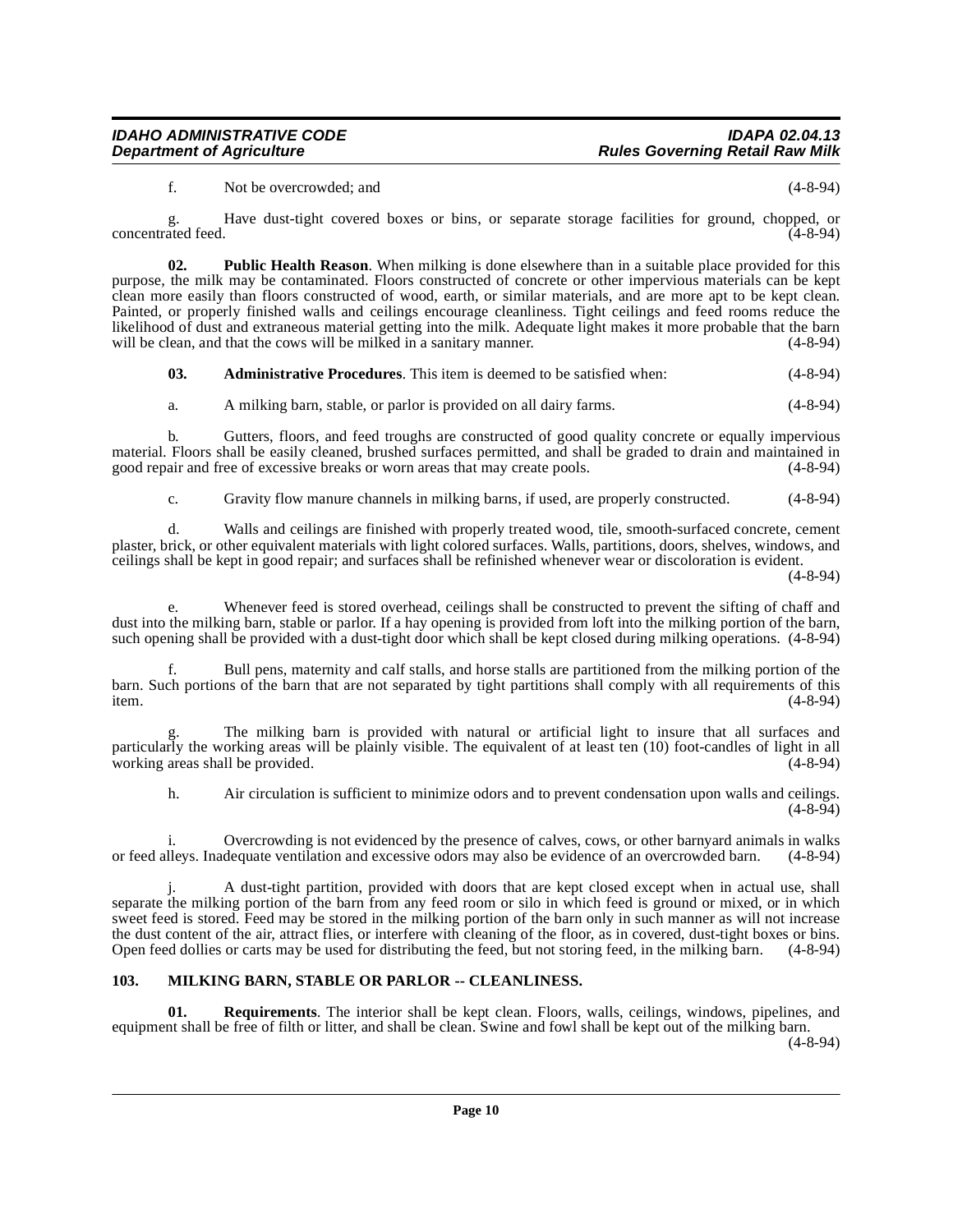f. Not be overcrowded; and (4-8-94)

g. Have dust-tight covered boxes or bins, or separate storage facilities for ground, chopped, or concentrated feed. (4-8-94)

**02. Public Health Reason**. When milking is done elsewhere than in a suitable place provided for this purpose, the milk may be contaminated. Floors constructed of concrete or other impervious materials can be kept clean more easily than floors constructed of wood, earth, or similar materials, and are more apt to be kept clean. Painted, or properly finished walls and ceilings encourage cleanliness. Tight ceilings and feed rooms reduce the likelihood of dust and extraneous material getting into the milk. Adequate light makes it more probable that the barn will be clean, and that the cows will be milked in a sanitary manner. (4-8-94)

**03. Administrative Procedures**. This item is deemed to be satisfied when: (4-8-94)

a. A milking barn, stable, or parlor is provided on all dairy farms. (4-8-94)

b. Gutters, floors, and feed troughs are constructed of good quality concrete or equally impervious material. Floors shall be easily cleaned, brushed surfaces permitted, and shall be graded to drain and maintained in good repair and free of excessive breaks or worn areas that may create pools. (4-8-94)

c. Gravity flow manure channels in milking barns, if used, are properly constructed. (4-8-94)

d. Walls and ceilings are finished with properly treated wood, tile, smooth-surfaced concrete, cement plaster, brick, or other equivalent materials with light colored surfaces. Walls, partitions, doors, shelves, windows, and ceilings shall be kept in good repair; and surfaces shall be refinished whenever wear or discoloration is evident. (4-8-94)

e. Whenever feed is stored overhead, ceilings shall be constructed to prevent the sifting of chaff and dust into the milking barn, stable or parlor. If a hay opening is provided from loft into the milking portion of the barn, such opening shall be provided with a dust-tight door which shall be kept closed during milking operations. (4-8-94)

f. Bull pens, maternity and calf stalls, and horse stalls are partitioned from the milking portion of the barn. Such portions of the barn that are not separated by tight partitions shall comply with all requirements of this item. (4-8-94)

g. The milking barn is provided with natural or artificial light to insure that all surfaces and particularly the working areas will be plainly visible. The equivalent of at least ten (10) foot-candles of light in all working areas shall be provided. (4-8-94)

h. Air circulation is sufficient to minimize odors and to prevent condensation upon walls and ceilings. (4-8-94)

i. Overcrowding is not evidenced by the presence of calves, cows, or other barnyard animals in walks or feed alleys. Inadequate ventilation and excessive odors may also be evidence of an overcrowded barn. (4-8-94)

j. A dust-tight partition, provided with doors that are kept closed except when in actual use, shall separate the milking portion of the barn from any feed room or silo in which feed is ground or mixed, or in which sweet feed is stored. Feed may be stored in the milking portion of the barn only in such manner as will not increase the dust content of the air, attract flies, or interfere with cleaning of the floor, as in covered, dust-tight boxes or bins. Open feed dollies or carts may be used for distributing the feed, but not storing feed, in the milking barn. (4-8-94)

## 103. MILKING BARN, STABLE OR PARLOR -- CLEANLINESS.

**01. Requirements**. The interior shall be kept clean. Floors, walls, ceilings, windows, pipelines, and equipment shall be free of filth or litter, and shall be clean. Swine and fowl shall be kept out of the milking barn. (4-8-94)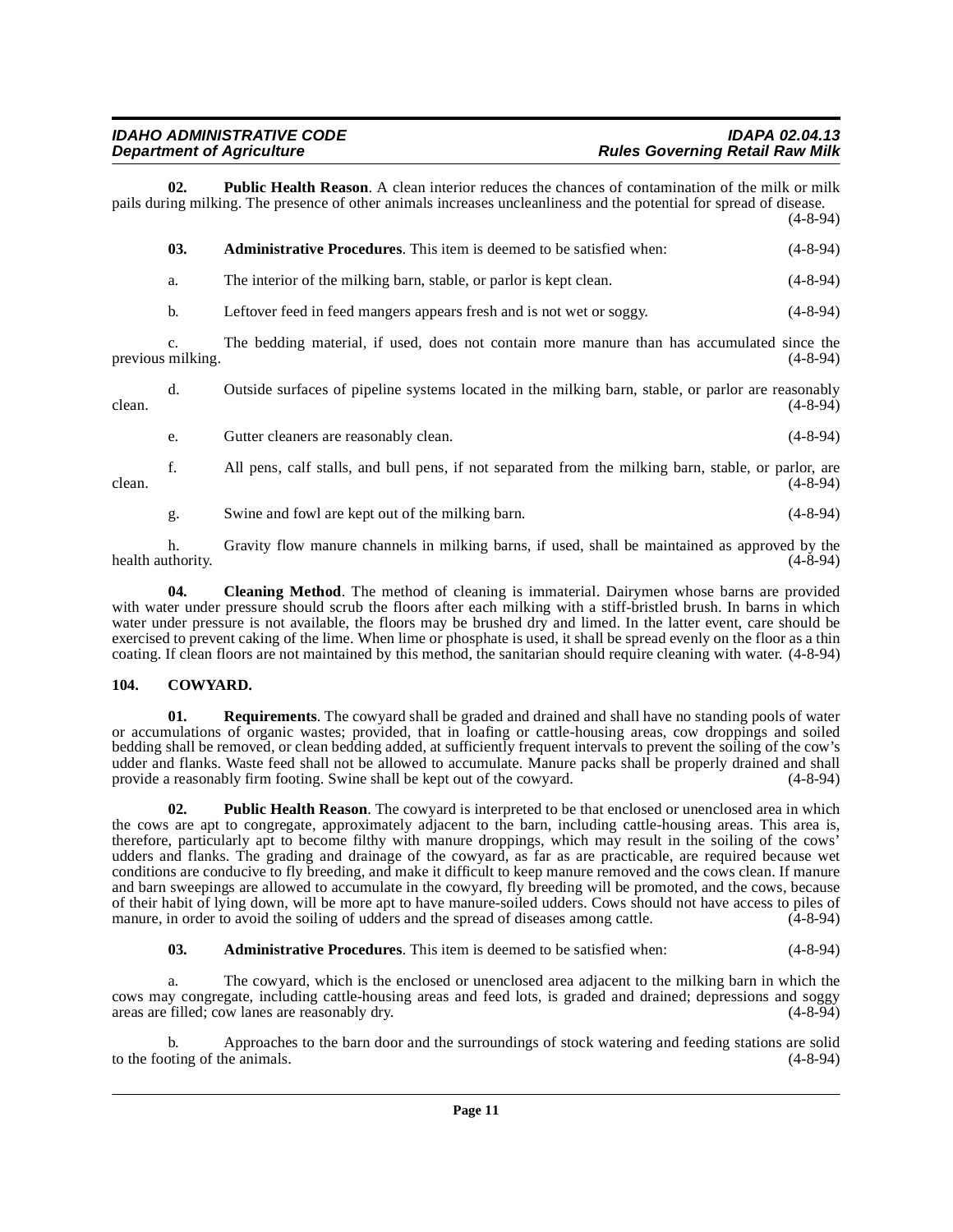**02. Public Health Reason**. A clean interior reduces the chances of contamination of the milk or milk pails during milking. The presence of other animals increases uncleanliness and the potential for spread of disease. (4-8-94)

**03. Administrative Procedures**. This item is deemed to be satisfied when: (4-8-94)

a. The interior of the milking barn, stable, or parlor is kept clean. (4-8-94)

b. Leftover feed in feed mangers appears fresh and is not wet or soggy. (4-8-94)

c. The bedding material, if used, does not contain more manure than has accumulated since the previous milking. (4-8-94)

d. Outside surfaces of pipeline systems located in the milking barn, stable, or parlor are reasonably clean. (4-8-94)

e. Gutter cleaners are reasonably clean. (4-8-94)

f. All pens, calf stalls, and bull pens, if not separated from the milking barn, stable, or parlor, are clean. (4-8-94)

g. Swine and fowl are kept out of the milking barn. (4-8-94)

h. Gravity flow manure channels in milking barns, if used, shall be maintained as approved by the health authority. (4-8-94)

**04. Cleaning Method**. The method of cleaning is immaterial. Dairymen whose barns are provided with water under pressure should scrub the floors after each milking with a stiff-bristled brush. In barns in which water under pressure is not available, the floors may be brushed dry and limed. In the latter event, care should be exercised to prevent caking of the lime. When lime or phosphate is used, it shall be spread evenly on the floor as a thin coating. If clean floors are not maintained by this method, the sanitarian should require cleaning with water. (4-8-94)

## 104. COWYARD.

**01. Requirements**. The cowyard shall be graded and drained and shall have no standing pools of water or accumulations of organic wastes; provided, that in loafing or cattle-housing areas, cow droppings and soiled bedding shall be removed, or clean bedding added, at sufficiently frequent intervals to prevent the soiling of the cow's udder and flanks. Waste feed shall not be allowed to accumulate. Manure packs shall be properly drained and shall provide a reasonably firm footing. Swine shall be kept out of the cowyard. (4-8-94)

**02. Public Health Reason**. The cowyard is interpreted to be that enclosed or unenclosed area in which the cows are apt to congregate, approximately adjacent to the barn, including cattle-housing areas. This area is, therefore, particularly apt to become filthy with manure droppings, which may result in the soiling of the cows' udders and flanks. The grading and drainage of the cowyard, as far as are practicable, are required because wet conditions are conducive to fly breeding, and make it difficult to keep manure removed and the cows clean. If manure and barn sweepings are allowed to accumulate in the cowyard, fly breeding will be promoted, and the cows, because of their habit of lying down, will be more apt to have manure-soiled udders. Cows should not have access to piles of manure, in order to avoid the soiling of udders and the spread of diseases among cattle. (4-8-94)

**03. Administrative Procedures**. This item is deemed to be satisfied when: (4-8-94)

a. The cowyard, which is the enclosed or unenclosed area adjacent to the milking barn in which the cows may congregate, including cattle-housing areas and feed lots, is graded and drained; depressions and soggy areas are filled; cow lanes are reasonably dry. (4-8-94)

b. Approaches to the barn door and the surroundings of stock watering and feeding stations are solid to the footing of the animals. (4-8-94)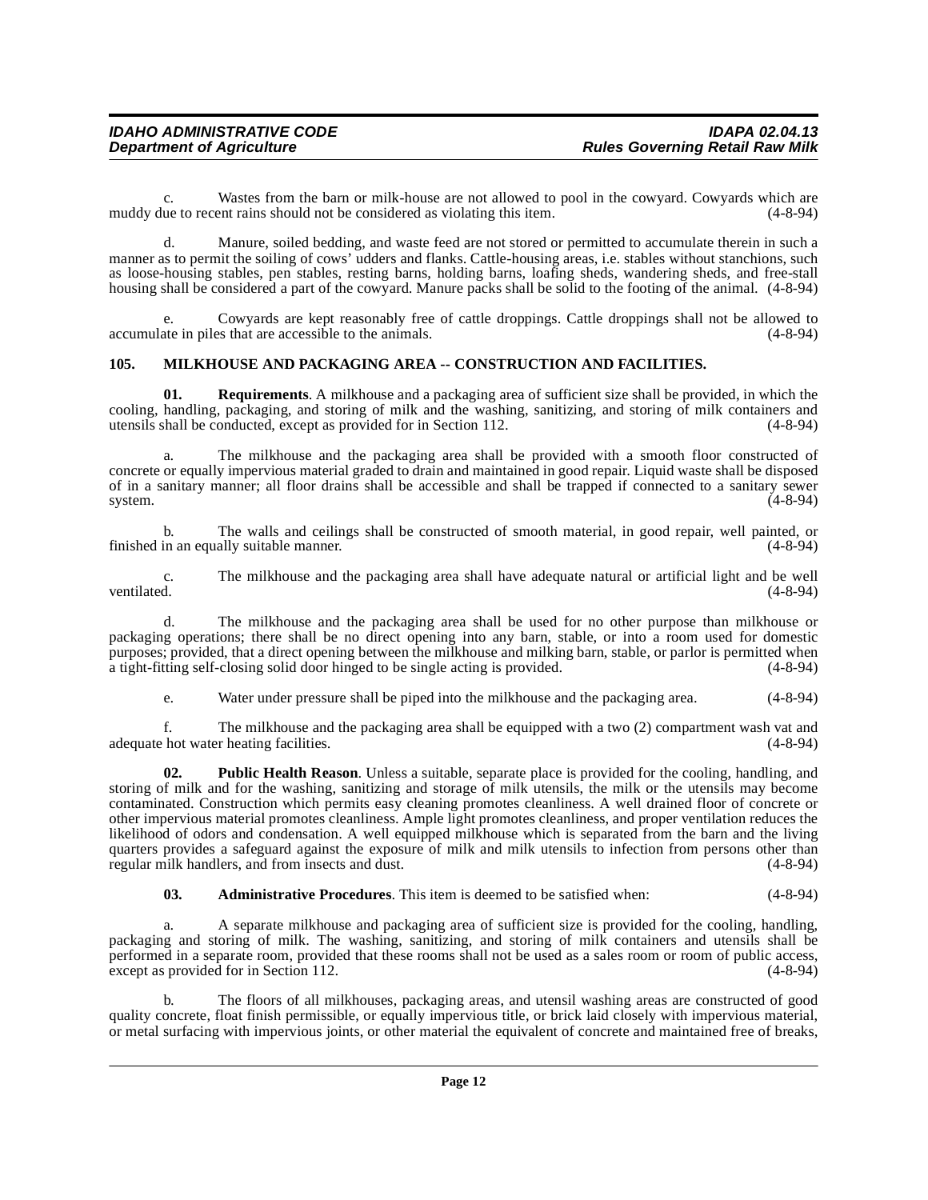c. Wastes from the barn or milk-house are not allowed to pool in the cowyard. Cowyards which are muddy due to recent rains should not be considered as violating this item. (4-8-94)

d. Manure, soiled bedding, and waste feed are not stored or permitted to accumulate therein in such a manner as to permit the soiling of cows' udders and flanks. Cattle-housing areas, i.e. stables without stanchions, such as loose-housing stables, pen stables, resting barns, holding barns, loafing sheds, wandering sheds, and free-stall housing shall be considered a part of the cowyard. Manure packs shall be solid to the footing of the animal. (4-8-94)

e. Cowyards are kept reasonably free of cattle droppings. Cattle droppings shall not be allowed to accumulate in piles that are accessible to the animals. (4-8-94)

## 105. MILKHOUSE AND PACKAGING AREA -- CONSTRUCTION AND FACILITIES.

**01. Requirements**. A milkhouse and a packaging area of sufficient size shall be provided, in which the cooling, handling, packaging, and storing of milk and the washing, sanitizing, and storing of milk containers and utensils shall be conducted, except as provided for in Section 112. (4-8-94)

a. The milkhouse and the packaging area shall be provided with a smooth floor constructed of concrete or equally impervious material graded to drain and maintained in good repair. Liquid waste shall be disposed of in a sanitary manner; all floor drains shall be accessible and shall be trapped if connected to a sanitary sewer system. (4-8-94)

b. The walls and ceilings shall be constructed of smooth material, in good repair, well painted, or finished in an equally suitable manner. (4-8-94)

c. The milkhouse and the packaging area shall have adequate natural or artificial light and be well ventilated. (4-8-94)

d. The milkhouse and the packaging area shall be used for no other purpose than milkhouse or packaging operations; there shall be no direct opening into any barn, stable, or into a room used for domestic purposes; provided, that a direct opening between the milkhouse and milking barn, stable, or parlor is permitted when a tight-fitting self-closing solid door hinged to be single acting is provided. (4-8-94)

e. Water under pressure shall be piped into the milkhouse and the packaging area. (4-8-94)

f. The milkhouse and the packaging area shall be equipped with a two (2) compartment wash vat and adequate hot water heating facilities. (4-8-94)

**02. Public Health Reason**. Unless a suitable, separate place is provided for the cooling, handling, and storing of milk and for the washing, sanitizing and storage of milk utensils, the milk or the utensils may become contaminated. Construction which permits easy cleaning promotes cleanliness. A well drained floor of concrete or other impervious material promotes cleanliness. Ample light promotes cleanliness, and proper ventilation reduces the likelihood of odors and condensation. A well equipped milkhouse which is separated from the barn and the living quarters provides a safeguard against the exposure of milk and milk utensils to infection from persons other than regular milk handlers, and from insects and dust. (4-8-94)

**03. Administrative Procedures**. This item is deemed to be satisfied when: (4-8-94)

a. A separate milkhouse and packaging area of sufficient size is provided for the cooling, handling, packaging and storing of milk. The washing, sanitizing, and storing of milk containers and utensils shall be performed in a separate room, provided that these rooms shall not be used as a sales room or room of public access, except as provided for in Section 112. (4-8-94)

b. The floors of all milkhouses, packaging areas, and utensil washing areas are constructed of good quality concrete, float finish permissible, or equally impervious title, or brick laid closely with impervious material, or metal surfacing with impervious joints, or other material the equivalent of concrete and maintained free of breaks,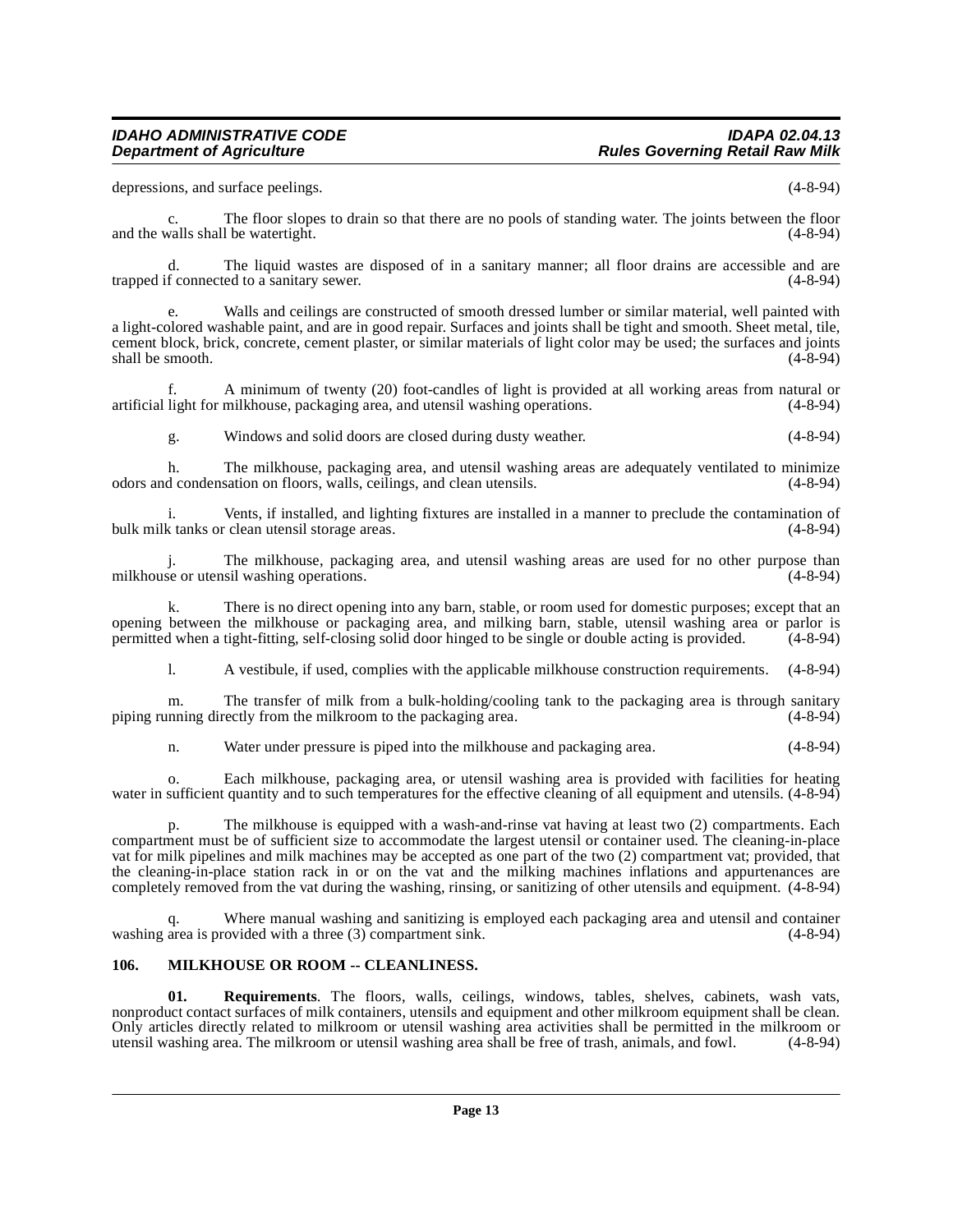depressions, and surface peelings. (4-8-94)

c. The floor slopes to drain so that there are no pools of standing water. The joints between the floor and the walls shall be watertight. (4-8-94)

d. The liquid wastes are disposed of in a sanitary manner; all floor drains are accessible and are trapped if connected to a sanitary sewer. (4-8-94)

e. Walls and ceilings are constructed of smooth dressed lumber or similar material, well painted with a light-colored washable paint, and are in good repair. Surfaces and joints shall be tight and smooth. Sheet metal, tile, cement block, brick, concrete, cement plaster, or similar materials of light color may be used; the surfaces and joints shall be smooth. (4-8-94)

f. A minimum of twenty (20) foot-candles of light is provided at all working areas from natural or artificial light for milkhouse, packaging area, and utensil washing operations. (4-8-94)

g. Windows and solid doors are closed during dusty weather. (4-8-94)

h. The milkhouse, packaging area, and utensil washing areas are adequately ventilated to minimize odors and condensation on floors, walls, ceilings, and clean utensils. (4-8-94)

i. Vents, if installed, and lighting fixtures are installed in a manner to preclude the contamination of bulk milk tanks or clean utensil storage areas. (4-8-94)

j. The milkhouse, packaging area, and utensil washing areas are used for no other purpose than milkhouse or utensil washing operations. (4-8-94)

k. There is no direct opening into any barn, stable, or room used for domestic purposes; except that an opening between the milkhouse or packaging area, and milking barn, stable, utensil washing area or parlor is permitted when a tight-fitting, self-closing solid door hinged to be single or double acting is provided. (4-8-94)

l. A vestibule, if used, complies with the applicable milkhouse construction requirements. (4-8-94)

m. The transfer of milk from a bulk-holding/cooling tank to the packaging area is through sanitary piping running directly from the milkroom to the packaging area. (4-8-94)

n. Water under pressure is piped into the milkhouse and packaging area. (4-8-94)

o. Each milkhouse, packaging area, or utensil washing area is provided with facilities for heating water in sufficient quantity and to such temperatures for the effective cleaning of all equipment and utensils. (4-8-94)

p. The milkhouse is equipped with a wash-and-rinse vat having at least two (2) compartments. Each compartment must be of sufficient size to accommodate the largest utensil or container used. The cleaning-in-place vat for milk pipelines and milk machines may be accepted as one part of the two (2) compartment vat; provided, that the cleaning-in-place station rack in or on the vat and the milking machines inflations and appurtenances are completely removed from the vat during the washing, rinsing, or sanitizing of other utensils and equipment. (4-8-94)

q. Where manual washing and sanitizing is employed each packaging area and utensil and container washing area is provided with a three (3) compartment sink. (4-8-94)

## 106. MILKHOUSE OR ROOM -- CLEANLINESS.

**01. Requirements**. The floors, walls, ceilings, windows, tables, shelves, cabinets, wash vats, nonproduct contact surfaces of milk containers, utensils and equipment and other milkroom equipment shall be clean. Only articles directly related to milkroom or utensil washing area activities shall be permitted in the milkroom or utensil washing area. The milkroom or utensil washing area shall be free of trash, animals, and fowl. (4-8-94)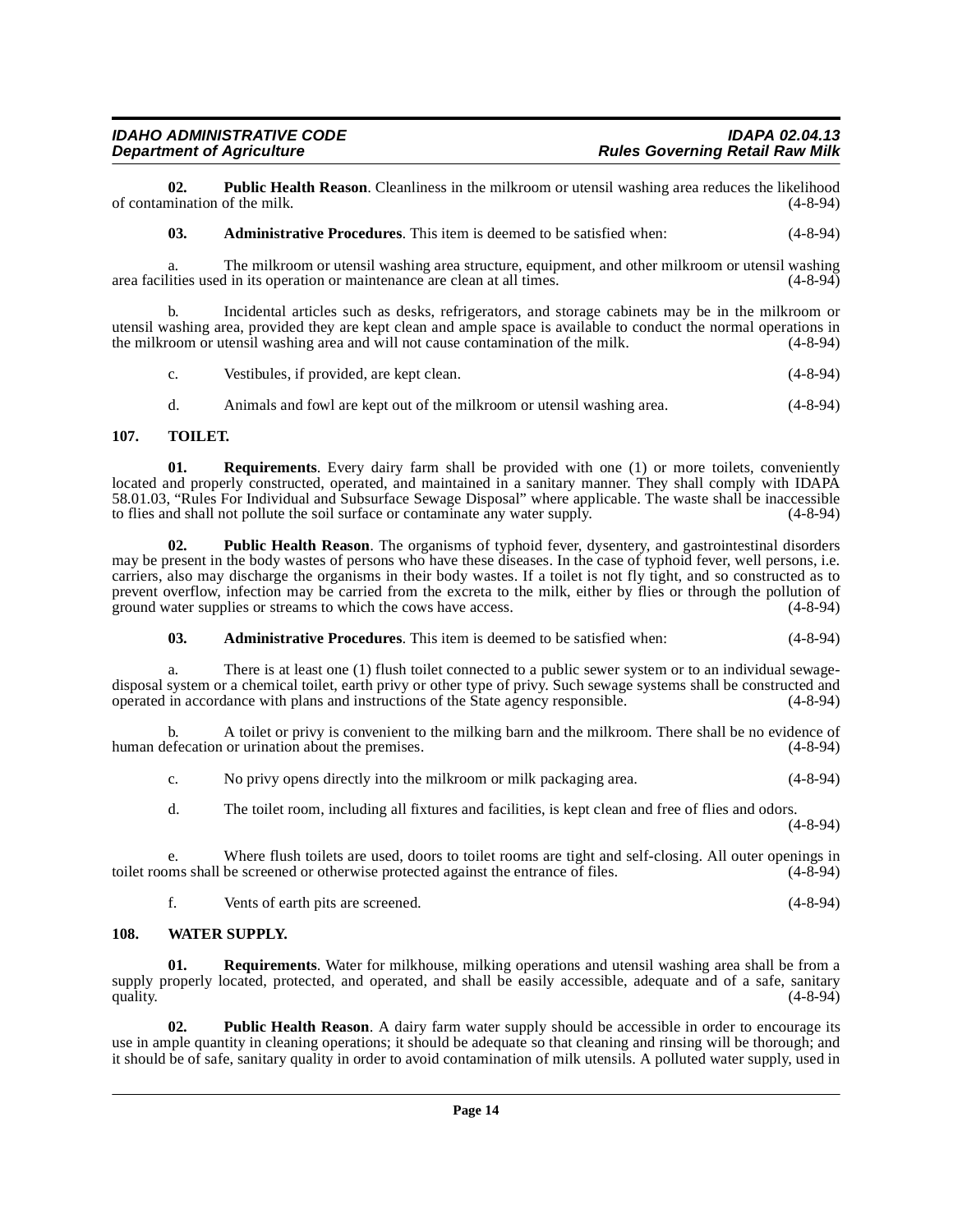**02. Public Health Reason**. Cleanliness in the milkroom or utensil washing area reduces the likelihood of contamination of the milk. (4-8-94)

**03. Administrative Procedures**. This item is deemed to be satisfied when: (4-8-94)

a. The milkroom or utensil washing area structure, equipment, and other milkroom or utensil washing area facilities used in its operation or maintenance are clean at all times. (4-8-94)

b. Incidental articles such as desks, refrigerators, and storage cabinets may be in the milkroom or utensil washing area, provided they are kept clean and ample space is available to conduct the normal operations in the milkroom or utensil washing area and will not cause contamination of the milk. (4-8-94)

c. Vestibules, if provided, are kept clean. (4-8-94)

d. Animals and fowl are kept out of the milkroom or utensil washing area. (4-8-94)

## 107. TOILET.

**01. Requirements**. Every dairy farm shall be provided with one (1) or more toilets, conveniently located and properly constructed, operated, and maintained in a sanitary manner. They shall comply with IDAPA 58.01.03, "Rules For Individual and Subsurface Sewage Disposal" where applicable. The waste shall be inaccessible to flies and shall not pollute the soil surface or contaminate any water supply. (4-8-94)

**02. Public Health Reason**. The organisms of typhoid fever, dysentery, and gastrointestinal disorders may be present in the body wastes of persons who have these diseases. In the case of typhoid fever, well persons, i.e. carriers, also may discharge the organisms in their body wastes. If a toilet is not fly tight, and so constructed as to prevent overflow, infection may be carried from the excreta to the milk, either by flies or through the pollution of ground water supplies or streams to which the cows have access. (4-8-94)

**03. Administrative Procedures**. This item is deemed to be satisfied when: (4-8-94)

a. There is at least one (1) flush toilet connected to a public sewer system or to an individual sewage-disposal system or a chemical toilet, earth privy or other type of privy. Such sewage systems shall be constructed and operated in accordance with plans and instructions of the State agency responsible. (4-8-94)

b. A toilet or privy is convenient to the milking barn and the milkroom. There shall be no evidence of human defecation or urination about the premises. (4-8-94)

c. No privy opens directly into the milkroom or milk packaging area. (4-8-94)

d. The toilet room, including all fixtures and facilities, is kept clean and free of flies and odors. (4-8-94)

e. Where flush toilets are used, doors to toilet rooms are tight and self-closing. All outer openings in toilet rooms shall be screened or otherwise protected against the entrance of files. (4-8-94)

f. Vents of earth pits are screened. (4-8-94)

## 108. WATER SUPPLY.

**01. Requirements**. Water for milkhouse, milking operations and utensil washing area shall be from a supply properly located, protected, and operated, and shall be easily accessible, adequate and of a safe, sanitary quality. (4-8-94)

**02. Public Health Reason**. A dairy farm water supply should be accessible in order to encourage its use in ample quantity in cleaning operations; it should be adequate so that cleaning and rinsing will be thorough; and it should be of safe, sanitary quality in order to avoid contamination of milk utensils. A polluted water supply, used in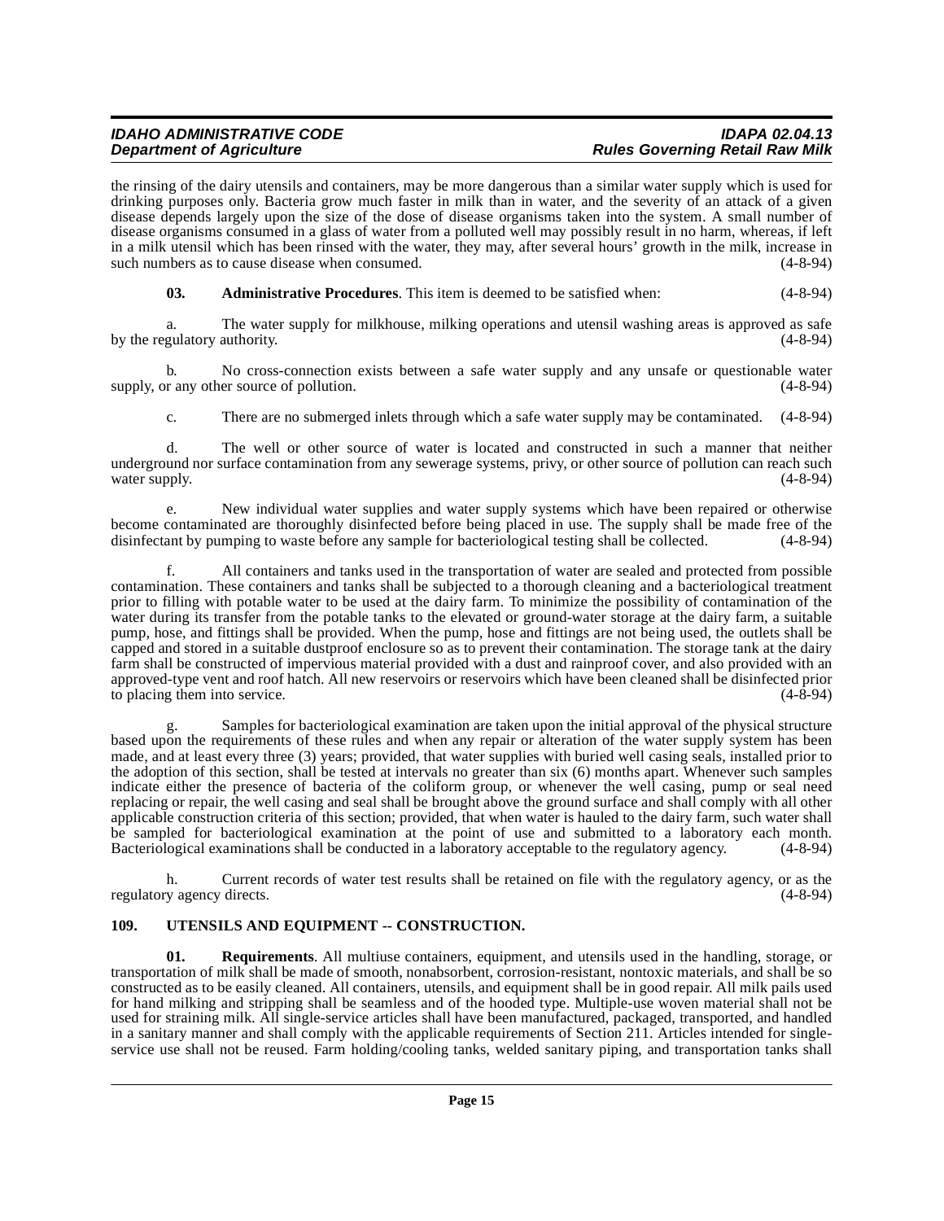the rinsing of the dairy utensils and containers, may be more dangerous than a similar water supply which is used for drinking purposes only. Bacteria grow much faster in milk than in water, and the severity of an attack of a given disease depends largely upon the size of the dose of disease organisms taken into the system. A small number of disease organisms consumed in a glass of water from a polluted well may possibly result in no harm, whereas, if left in a milk utensil which has been rinsed with the water, they may, after several hours' growth in the milk, increase in such numbers as to cause disease when consumed. (4-8-94)

**03. Administrative Procedures**. This item is deemed to be satisfied when: (4-8-94)

a. The water supply for milkhouse, milking operations and utensil washing areas is approved as safe by the regulatory authority. (4-8-94)

b. No cross-connection exists between a safe water supply and any unsafe or questionable water supply, or any other source of pollution. (4-8-94)

c. There are no submerged inlets through which a safe water supply may be contaminated. (4-8-94)

d. The well or other source of water is located and constructed in such a manner that neither underground nor surface contamination from any sewerage systems, privy, or other source of pollution can reach such water supply. (4-8-94)

e. New individual water supplies and water supply systems which have been repaired or otherwise become contaminated are thoroughly disinfected before being placed in use. The supply shall be made free of the disinfectant by pumping to waste before any sample for bacteriological testing shall be collected. (4-8-94)

f. All containers and tanks used in the transportation of water are sealed and protected from possible contamination. These containers and tanks shall be subjected to a thorough cleaning and a bacteriological treatment prior to filling with potable water to be used at the dairy farm. To minimize the possibility of contamination of the water during its transfer from the potable tanks to the elevated or ground-water storage at the dairy farm, a suitable pump, hose, and fittings shall be provided. When the pump, hose and fittings are not being used, the outlets shall be capped and stored in a suitable dustproof enclosure so as to prevent their contamination. The storage tank at the dairy farm shall be constructed of impervious material provided with a dust and rainproof cover, and also provided with an approved-type vent and roof hatch. All new reservoirs or reservoirs which have been cleaned shall be disinfected prior to placing them into service. (4-8-94)

g. Samples for bacteriological examination are taken upon the initial approval of the physical structure based upon the requirements of these rules and when any repair or alteration of the water supply system has been made, and at least every three (3) years; provided, that water supplies with buried well casing seals, installed prior to the adoption of this section, shall be tested at intervals no greater than six (6) months apart. Whenever such samples indicate either the presence of bacteria of the coliform group, or whenever the well casing, pump or seal need replacing or repair, the well casing and seal shall be brought above the ground surface and shall comply with all other applicable construction criteria of this section; provided, that when water is hauled to the dairy farm, such water shall be sampled for bacteriological examination at the point of use and submitted to a laboratory each month. Bacteriological examinations shall be conducted in a laboratory acceptable to the regulatory agency. (4-8-94)

h. Current records of water test results shall be retained on file with the regulatory agency, or as the regulatory agency directs. (4-8-94)

## 109. UTENSILS AND EQUIPMENT -- CONSTRUCTION.

**01. Requirements**. All multiuse containers, equipment, and utensils used in the handling, storage, or transportation of milk shall be made of smooth, nonabsorbent, corrosion-resistant, nontoxic materials, and shall be so constructed as to be easily cleaned. All containers, utensils, and equipment shall be in good repair. All milk pails used for hand milking and stripping shall be seamless and of the hooded type. Multiple-use woven material shall not be used for straining milk. All single-service articles shall have been manufactured, packaged, transported, and handled in a sanitary manner and shall comply with the applicable requirements of Section 211. Articles intended for single-service use shall not be reused. Farm holding/cooling tanks, welded sanitary piping, and transportation tanks shall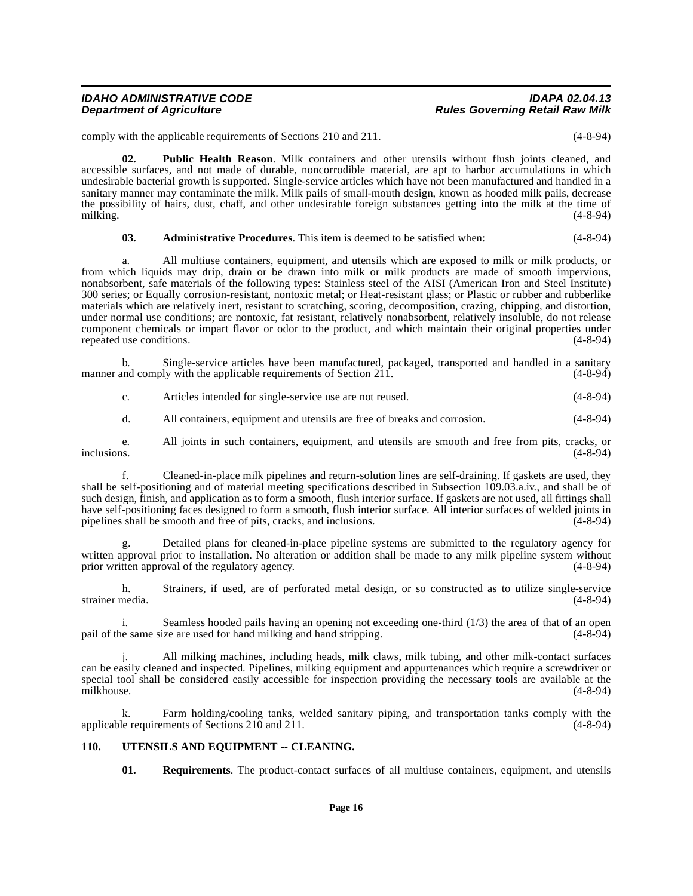comply with the applicable requirements of Sections 210 and 211. (4-8-94)

**02. Public Health Reason**. Milk containers and other utensils without flush joints cleaned, and accessible surfaces, and not made of durable, noncorrodible material, are apt to harbor accumulations in which undesirable bacterial growth is supported. Single-service articles which have not been manufactured and handled in a sanitary manner may contaminate the milk. Milk pails of small-mouth design, known as hooded milk pails, decrease the possibility of hairs, dust, chaff, and other undesirable foreign substances getting into the milk at the time of milking. (4-8-94)

**03. Administrative Procedures**. This item is deemed to be satisfied when: (4-8-94)

a. All multiuse containers, equipment, and utensils which are exposed to milk or milk products, or from which liquids may drip, drain or be drawn into milk or milk products are made of smooth impervious, nonabsorbent, safe materials of the following types: Stainless steel of the AISI (American Iron and Steel Institute) 300 series; or Equally corrosion-resistant, nontoxic metal; or Heat-resistant glass; or Plastic or rubber and rubberlike materials which are relatively inert, resistant to scratching, scoring, decomposition, crazing, chipping, and distortion, under normal use conditions; are nontoxic, fat resistant, relatively nonabsorbent, relatively insoluble, do not release component chemicals or impart flavor or odor to the product, and which maintain their original properties under repeated use conditions. (4-8-94)

b. Single-service articles have been manufactured, packaged, transported and handled in a sanitary manner and comply with the applicable requirements of Section 211. (4-8-94)

c. Articles intended for single-service use are not reused. (4-8-94)

d. All containers, equipment and utensils are free of breaks and corrosion. (4-8-94)

e. All joints in such containers, equipment, and utensils are smooth and free from pits, cracks, or inclusions. (4-8-94)

f. Cleaned-in-place milk pipelines and return-solution lines are self-draining. If gaskets are used, they shall be self-positioning and of material meeting specifications described in Subsection 109.03.a.iv., and shall be of such design, finish, and application as to form a smooth, flush interior surface. If gaskets are not used, all fittings shall have self-positioning faces designed to form a smooth, flush interior surface. All interior surfaces of welded joints in pipelines shall be smooth and free of pits, cracks, and inclusions. (4-8-94)

g. Detailed plans for cleaned-in-place pipeline systems are submitted to the regulatory agency for written approval prior to installation. No alteration or addition shall be made to any milk pipeline system without prior written approval of the regulatory agency. (4-8-94)

h. Strainers, if used, are of perforated metal design, or so constructed as to utilize single-service strainer media. (4-8-94)

i. Seamless hooded pails having an opening not exceeding one-third (1/3) the area of that of an open pail of the same size are used for hand milking and hand stripping. (4-8-94)

j. All milking machines, including heads, milk claws, milk tubing, and other milk-contact surfaces can be easily cleaned and inspected. Pipelines, milking equipment and appurtenances which require a screwdriver or special tool shall be considered easily accessible for inspection providing the necessary tools are available at the milkhouse. (4-8-94)

k. Farm holding/cooling tanks, welded sanitary piping, and transportation tanks comply with the applicable requirements of Sections 210 and 211. (4-8-94)

## 110. UTENSILS AND EQUIPMENT -- CLEANING.

**01. Requirements**. The product-contact surfaces of all multiuse containers, equipment, and utensils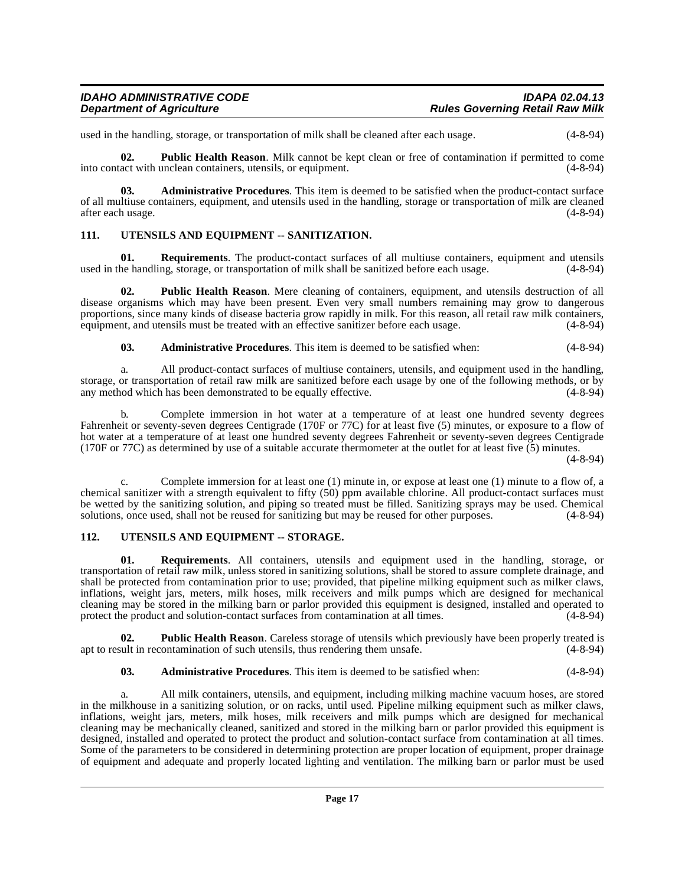used in the handling, storage, or transportation of milk shall be cleaned after each usage. (4-8-94)

**02. Public Health Reason**. Milk cannot be kept clean or free of contamination if permitted to come into contact with unclean containers, utensils, or equipment. (4-8-94)

**03. Administrative Procedures**. This item is deemed to be satisfied when the product-contact surface of all multiuse containers, equipment, and utensils used in the handling, storage or transportation of milk are cleaned after each usage. (4-8-94)

## 111. UTENSILS AND EQUIPMENT -- SANITIZATION.

**01. Requirements**. The product-contact surfaces of all multiuse containers, equipment and utensils used in the handling, storage, or transportation of milk shall be sanitized before each usage. (4-8-94)

**02. Public Health Reason**. Mere cleaning of containers, equipment, and utensils destruction of all disease organisms which may have been present. Even very small numbers remaining may grow to dangerous proportions, since many kinds of disease bacteria grow rapidly in milk. For this reason, all retail raw milk containers, equipment, and utensils must be treated with an effective sanitizer before each usage. (4-8-94)

**03. Administrative Procedures**. This item is deemed to be satisfied when: (4-8-94)

a. All product-contact surfaces of multiuse containers, utensils, and equipment used in the handling, storage, or transportation of retail raw milk are sanitized before each usage by one of the following methods, or by any method which has been demonstrated to be equally effective. (4-8-94)

b. Complete immersion in hot water at a temperature of at least one hundred seventy degrees Fahrenheit or seventy-seven degrees Centigrade (170F or 77C) for at least five (5) minutes, or exposure to a flow of hot water at a temperature of at least one hundred seventy degrees Fahrenheit or seventy-seven degrees Centigrade (170F or 77C) as determined by use of a suitable accurate thermometer at the outlet for at least five (5) minutes. (4-8-94)

c. Complete immersion for at least one (1) minute in, or expose at least one (1) minute to a flow of, a chemical sanitizer with a strength equivalent to fifty (50) ppm available chlorine. All product-contact surfaces must be wetted by the sanitizing solution, and piping so treated must be filled. Sanitizing sprays may be used. Chemical solutions, once used, shall not be reused for sanitizing but may be reused for other purposes. (4-8-94)

## 112. UTENSILS AND EQUIPMENT -- STORAGE.

**01. Requirements**. All containers, utensils and equipment used in the handling, storage, or transportation of retail raw milk, unless stored in sanitizing solutions, shall be stored to assure complete drainage, and shall be protected from contamination prior to use; provided, that pipeline milking equipment such as milker claws, inflations, weight jars, meters, milk hoses, milk receivers and milk pumps which are designed for mechanical cleaning may be stored in the milking barn or parlor provided this equipment is designed, installed and operated to protect the product and solution-contact surfaces from contamination at all times. (4-8-94)

**02. Public Health Reason**. Careless storage of utensils which previously have been properly treated is apt to result in recontamination of such utensils, thus rendering them unsafe. (4-8-94)

**03. Administrative Procedures**. This item is deemed to be satisfied when: (4-8-94)

a. All milk containers, utensils, and equipment, including milking machine vacuum hoses, are stored in the milkhouse in a sanitizing solution, or on racks, until used. Pipeline milking equipment such as milker claws, inflations, weight jars, meters, milk hoses, milk receivers and milk pumps which are designed for mechanical cleaning may be mechanically cleaned, sanitized and stored in the milking barn or parlor provided this equipment is designed, installed and operated to protect the product and solution-contact surface from contamination at all times. Some of the parameters to be considered in determining protection are proper location of equipment, proper drainage of equipment and adequate and properly located lighting and ventilation. The milking barn or parlor must be used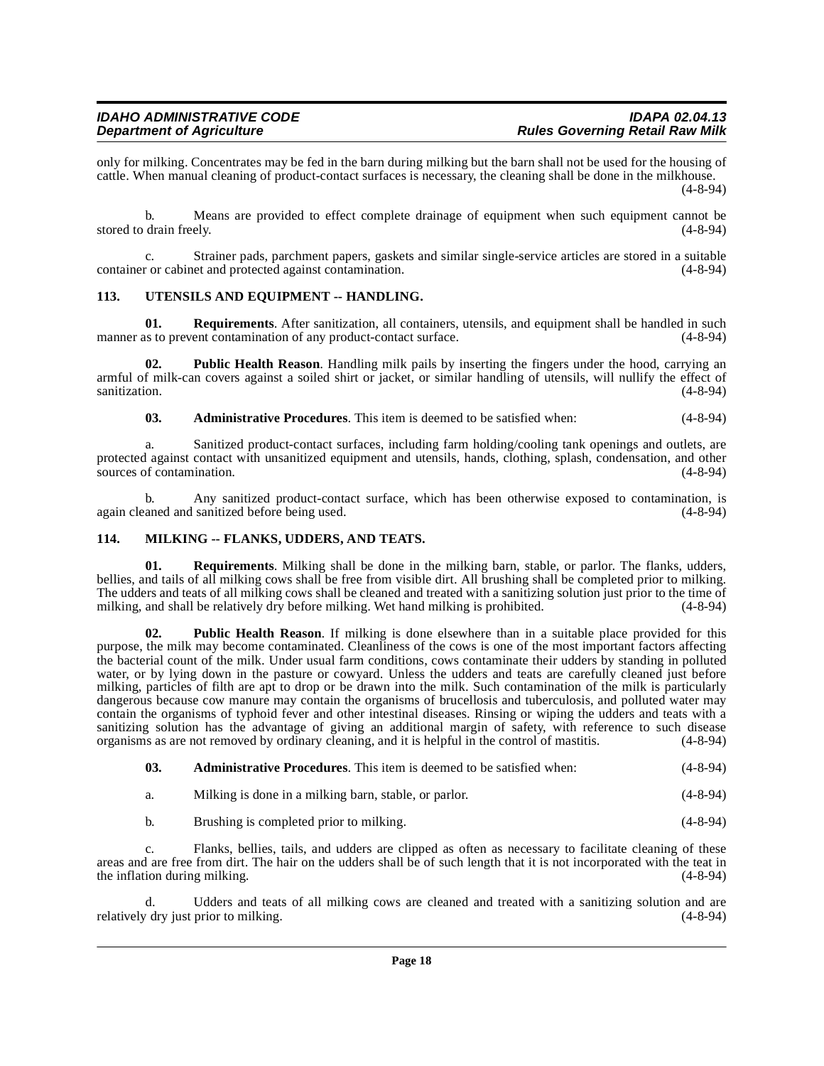only for milking. Concentrates may be fed in the barn during milking but the barn shall not be used for the housing of cattle. When manual cleaning of product-contact surfaces is necessary, the cleaning shall be done in the milkhouse. (4-8-94)

b. Means are provided to effect complete drainage of equipment when such equipment cannot be stored to drain freely. (4-8-94)

c. Strainer pads, parchment papers, gaskets and similar single-service articles are stored in a suitable container or cabinet and protected against contamination. (4-8-94)

### 113. UTENSILS AND EQUIPMENT -- HANDLING.

**01. Requirements**. After sanitization, all containers, utensils, and equipment shall be handled in such manner as to prevent contamination of any product-contact surface. (4-8-94)

**02. Public Health Reason**. Handling milk pails by inserting the fingers under the hood, carrying an armful of milk-can covers against a soiled shirt or jacket, or similar handling of utensils, will nullify the effect of sanitization. (4-8-94)

**03. Administrative Procedures**. This item is deemed to be satisfied when: (4-8-94)

a. Sanitized product-contact surfaces, including farm holding/cooling tank openings and outlets, are protected against contact with unsanitized equipment and utensils, hands, clothing, splash, condensation, and other sources of contamination. (4-8-94)

b. Any sanitized product-contact surface, which has been otherwise exposed to contamination, is again cleaned and sanitized before being used. (4-8-94)

### 114. MILKING -- FLANKS, UDDERS, AND TEATS.

**01. Requirements**. Milking shall be done in the milking barn, stable, or parlor. The flanks, udders, bellies, and tails of all milking cows shall be free from visible dirt. All brushing shall be completed prior to milking. The udders and teats of all milking cows shall be cleaned and treated with a sanitizing solution just prior to the time of milking, and shall be relatively dry before milking. Wet hand milking is prohibited. (4-8-94)

**02. Public Health Reason**. If milking is done elsewhere than in a suitable place provided for this purpose, the milk may become contaminated. Cleanliness of the cows is one of the most important factors affecting the bacterial count of the milk. Under usual farm conditions, cows contaminate their udders by standing in polluted water, or by lying down in the pasture or cowyard. Unless the udders and teats are carefully cleaned just before milking, particles of filth are apt to drop or be drawn into the milk. Such contamination of the milk is particularly dangerous because cow manure may contain the organisms of brucellosis and tuberculosis, and polluted water may contain the organisms of typhoid fever and other intestinal diseases. Rinsing or wiping the udders and teats with a sanitizing solution has the advantage of giving an additional margin of safety, with reference to such disease organisms as are not removed by ordinary cleaning, and it is helpful in the control of mastitis. (4-8-94)

**03. Administrative Procedures**. This item is deemed to be satisfied when: (4-8-94)

a. Milking is done in a milking barn, stable, or parlor. (4-8-94)

b. Brushing is completed prior to milking. (4-8-94)

c. Flanks, bellies, tails, and udders are clipped as often as necessary to facilitate cleaning of these areas and are free from dirt. The hair on the udders shall be of such length that it is not incorporated with the teat in the inflation during milking. (4-8-94)

d. Udders and teats of all milking cows are cleaned and treated with a sanitizing solution and are relatively dry just prior to milking. (4-8-94)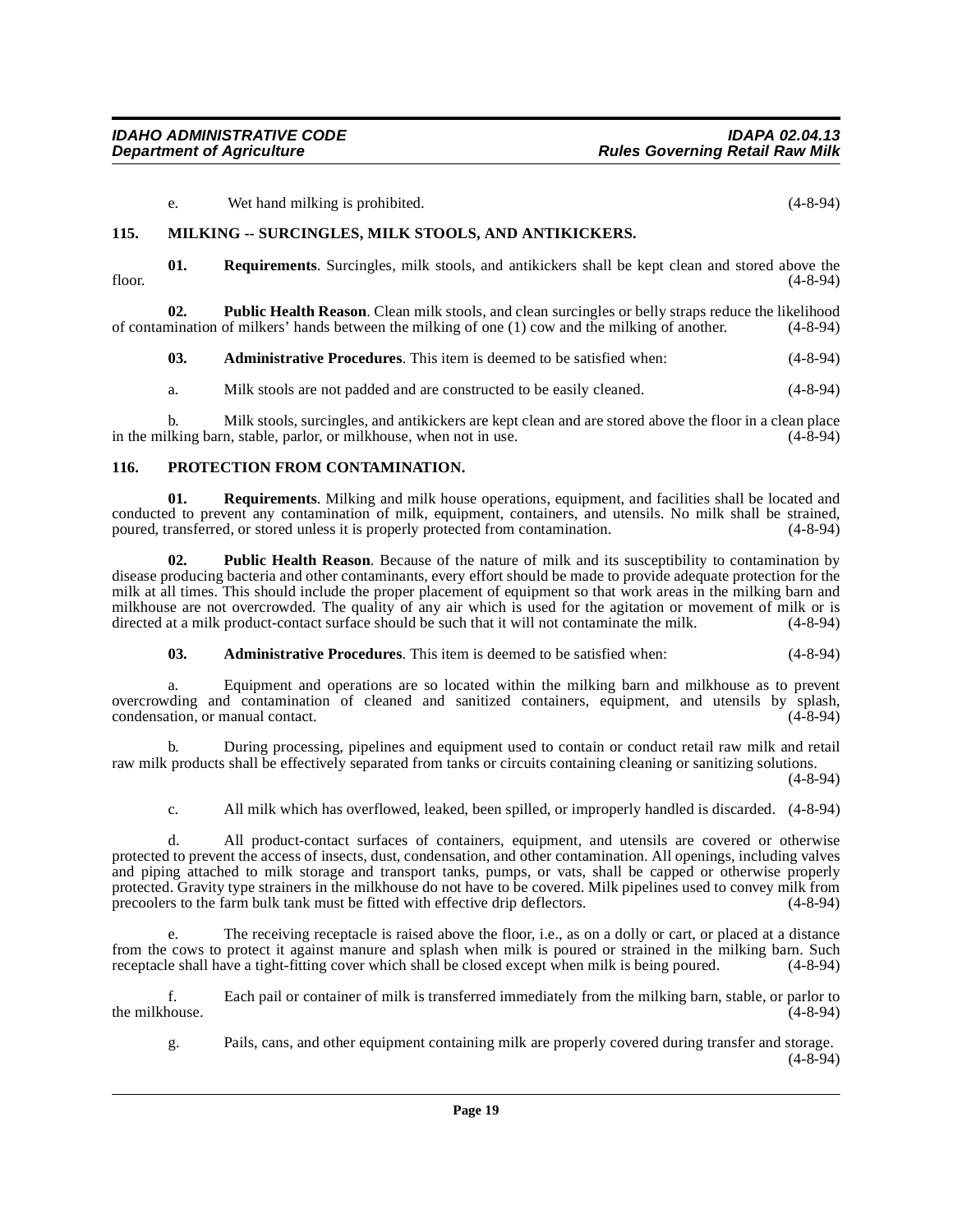e. Wet hand milking is prohibited. (4-8-94)

## 115. MILKING -- SURCINGLES, MILK STOOLS, AND ANTIKICKERS.

**01. Requirements**. Surcingles, milk stools, and antikickers shall be kept clean and stored above the floor. (4-8-94)

**02. Public Health Reason**. Clean milk stools, and clean surcingles or belly straps reduce the likelihood of contamination of milkers' hands between the milking of one (1) cow and the milking of another. (4-8-94)

**03. Administrative Procedures**. This item is deemed to be satisfied when: (4-8-94)

a. Milk stools are not padded and are constructed to be easily cleaned. (4-8-94)

b. Milk stools, surcingles, and antikickers are kept clean and are stored above the floor in a clean place in the milking barn, stable, parlor, or milkhouse, when not in use. (4-8-94)

## 116. PROTECTION FROM CONTAMINATION.

**01. Requirements**. Milking and milk house operations, equipment, and facilities shall be located and conducted to prevent any contamination of milk, equipment, containers, and utensils. No milk shall be strained, poured, transferred, or stored unless it is properly protected from contamination. (4-8-94)

**02. Public Health Reason**. Because of the nature of milk and its susceptibility to contamination by disease producing bacteria and other contaminants, every effort should be made to provide adequate protection for the milk at all times. This should include the proper placement of equipment so that work areas in the milking barn and milkhouse are not overcrowded. The quality of any air which is used for the agitation or movement of milk or is directed at a milk product-contact surface should be such that it will not contaminate the milk. (4-8-94)

**03. Administrative Procedures**. This item is deemed to be satisfied when: (4-8-94)

a. Equipment and operations are so located within the milking barn and milkhouse as to prevent overcrowding and contamination of cleaned and sanitized containers, equipment, and utensils by splash, condensation, or manual contact. (4-8-94)

b. During processing, pipelines and equipment used to contain or conduct retail raw milk and retail raw milk products shall be effectively separated from tanks or circuits containing cleaning or sanitizing solutions. (4-8-94)

c. All milk which has overflowed, leaked, been spilled, or improperly handled is discarded. (4-8-94)

d. All product-contact surfaces of containers, equipment, and utensils are covered or otherwise protected to prevent the access of insects, dust, condensation, and other contamination. All openings, including valves and piping attached to milk storage and transport tanks, pumps, or vats, shall be capped or otherwise properly protected. Gravity type strainers in the milkhouse do not have to be covered. Milk pipelines used to convey milk from precoolers to the farm bulk tank must be fitted with effective drip deflectors. (4-8-94)

e. The receiving receptacle is raised above the floor, i.e., as on a dolly or cart, or placed at a distance from the cows to protect it against manure and splash when milk is poured or strained in the milking barn. Such receptacle shall have a tight-fitting cover which shall be closed except when milk is being poured. (4-8-94)

f. Each pail or container of milk is transferred immediately from the milking barn, stable, or parlor to the milkhouse. (4-8-94)

g. Pails, cans, and other equipment containing milk are properly covered during transfer and storage. (4-8-94)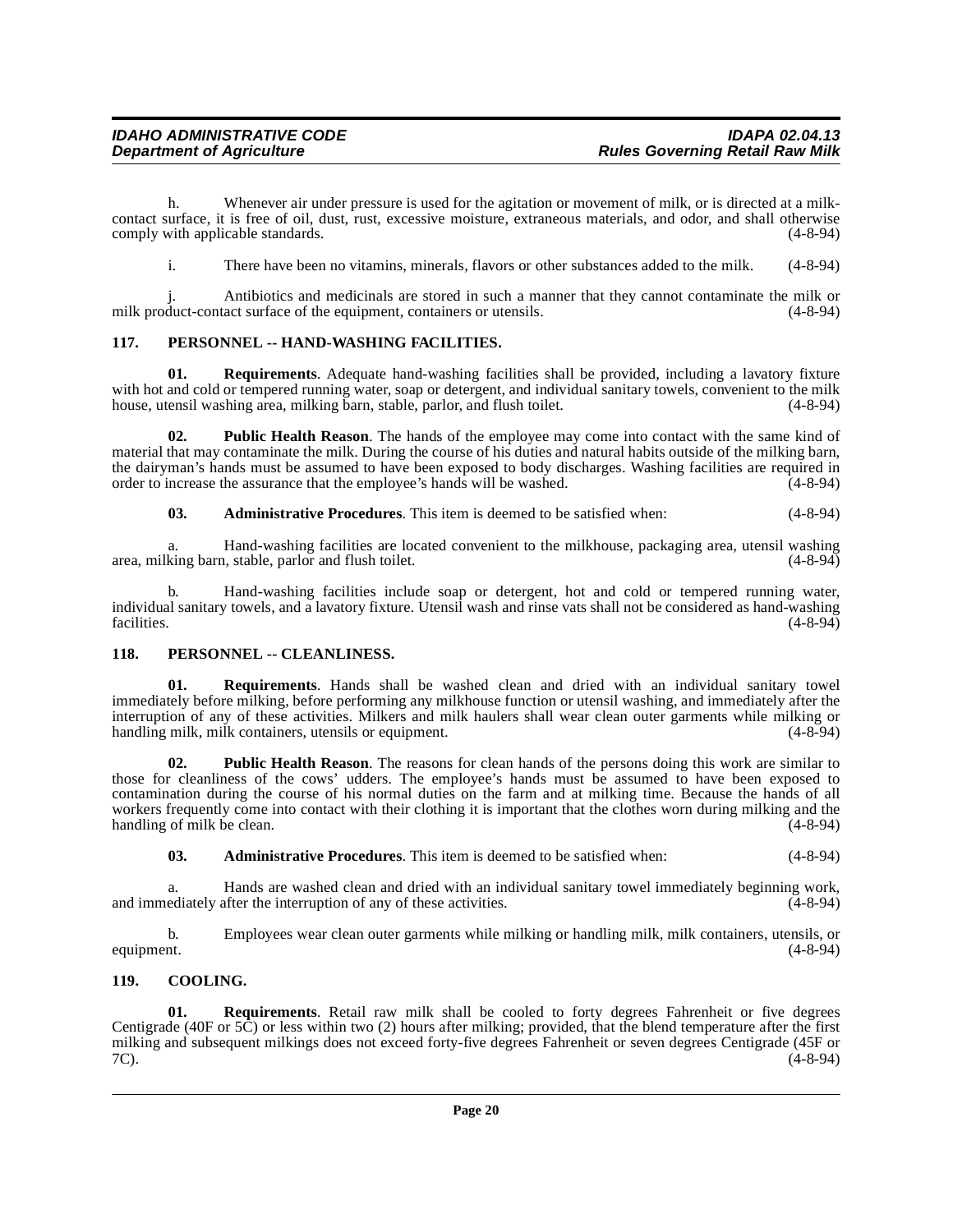h. Whenever air under pressure is used for the agitation or movement of milk, or is directed at a milk-contact surface, it is free of oil, dust, rust, excessive moisture, extraneous materials, and odor, and shall otherwise comply with applicable standards. (4-8-94)

i. There have been no vitamins, minerals, flavors or other substances added to the milk. (4-8-94)

j. Antibiotics and medicinals are stored in such a manner that they cannot contaminate the milk or milk product-contact surface of the equipment, containers or utensils. (4-8-94)

## 117. PERSONNEL -- HAND-WASHING FACILITIES.

**01. Requirements**. Adequate hand-washing facilities shall be provided, including a lavatory fixture with hot and cold or tempered running water, soap or detergent, and individual sanitary towels, convenient to the milk house, utensil washing area, milking barn, stable, parlor, and flush toilet. (4-8-94)

**02. Public Health Reason**. The hands of the employee may come into contact with the same kind of material that may contaminate the milk. During the course of his duties and natural habits outside of the milking barn, the dairyman's hands must be assumed to have been exposed to body discharges. Washing facilities are required in order to increase the assurance that the employee's hands will be washed. (4-8-94)

**03. Administrative Procedures**. This item is deemed to be satisfied when: (4-8-94)

a. Hand-washing facilities are located convenient to the milkhouse, packaging area, utensil washing area, milking barn, stable, parlor and flush toilet. (4-8-94)

b. Hand-washing facilities include soap or detergent, hot and cold or tempered running water, individual sanitary towels, and a lavatory fixture. Utensil wash and rinse vats shall not be considered as hand-washing facilities. (4-8-94)

## 118. PERSONNEL -- CLEANLINESS.

**01. Requirements**. Hands shall be washed clean and dried with an individual sanitary towel immediately before milking, before performing any milkhouse function or utensil washing, and immediately after the interruption of any of these activities. Milkers and milk haulers shall wear clean outer garments while milking or handling milk, milk containers, utensils or equipment. (4-8-94)

**02. Public Health Reason**. The reasons for clean hands of the persons doing this work are similar to those for cleanliness of the cows' udders. The employee's hands must be assumed to have been exposed to contamination during the course of his normal duties on the farm and at milking time. Because the hands of all workers frequently come into contact with their clothing it is important that the clothes worn during milking and the handling of milk be clean. (4-8-94)

**03. Administrative Procedures**. This item is deemed to be satisfied when: (4-8-94)

a. Hands are washed clean and dried with an individual sanitary towel immediately beginning work, and immediately after the interruption of any of these activities. (4-8-94)

b. Employees wear clean outer garments while milking or handling milk, milk containers, utensils, or equipment. (4-8-94)

## 119. COOLING.

**01. Requirements**. Retail raw milk shall be cooled to forty degrees Fahrenheit or five degrees Centigrade (40F or 5C) or less within two (2) hours after milking; provided, that the blend temperature after the first milking and subsequent milkings does not exceed forty-five degrees Fahrenheit or seven degrees Centigrade (45F or 7C). (4-8-94)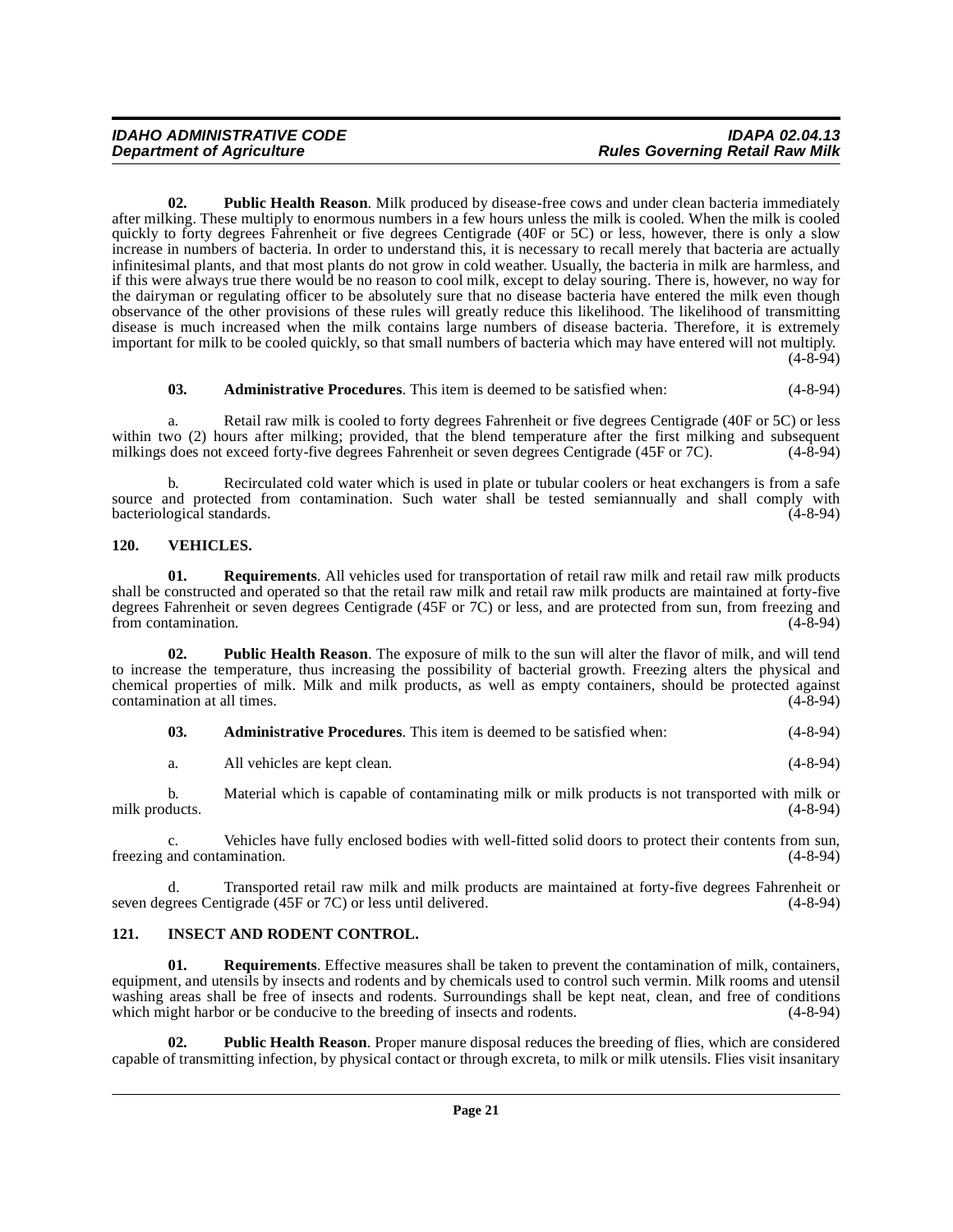**02. Public Health Reason**. Milk produced by disease-free cows and under clean bacteria immediately after milking. These multiply to enormous numbers in a few hours unless the milk is cooled. When the milk is cooled quickly to forty degrees Fahrenheit or five degrees Centigrade (40F or 5C) or less, however, there is only a slow increase in numbers of bacteria. In order to understand this, it is necessary to recall merely that bacteria are actually infinitesimal plants, and that most plants do not grow in cold weather. Usually, the bacteria in milk are harmless, and if this were always true there would be no reason to cool milk, except to delay souring. There is, however, no way for the dairyman or regulating officer to be absolutely sure that no disease bacteria have entered the milk even though observance of the other provisions of these rules will greatly reduce this likelihood. The likelihood of transmitting disease is much increased when the milk contains large numbers of disease bacteria. Therefore, it is extremely important for milk to be cooled quickly, so that small numbers of bacteria which may have entered will not multiply. (4-8-94)

**03. Administrative Procedures**. This item is deemed to be satisfied when: (4-8-94)

a. Retail raw milk is cooled to forty degrees Fahrenheit or five degrees Centigrade (40F or 5C) or less within two (2) hours after milking; provided, that the blend temperature after the first milking and subsequent milkings does not exceed forty-five degrees Fahrenheit or seven degrees Centigrade (45F or 7C). (4-8-94)

b. Recirculated cold water which is used in plate or tubular coolers or heat exchangers is from a safe source and protected from contamination. Such water shall be tested semiannually and shall comply with bacteriological standards. (4-8-94)

## 120. VEHICLES.

**01. Requirements**. All vehicles used for transportation of retail raw milk and retail raw milk products shall be constructed and operated so that the retail raw milk and retail raw milk products are maintained at forty-five degrees Fahrenheit or seven degrees Centigrade (45F or 7C) or less, and are protected from sun, from freezing and from contamination. (4-8-94)

**02. Public Health Reason**. The exposure of milk to the sun will alter the flavor of milk, and will tend to increase the temperature, thus increasing the possibility of bacterial growth. Freezing alters the physical and chemical properties of milk. Milk and milk products, as well as empty containers, should be protected against contamination at all times. (4-8-94)

**03. Administrative Procedures**. This item is deemed to be satisfied when: (4-8-94)

a. All vehicles are kept clean. (4-8-94)

b. Material which is capable of contaminating milk or milk products is not transported with milk or milk products. (4-8-94)

c. Vehicles have fully enclosed bodies with well-fitted solid doors to protect their contents from sun, freezing and contamination. (4-8-94)

d. Transported retail raw milk and milk products are maintained at forty-five degrees Fahrenheit or seven degrees Centigrade (45F or 7C) or less until delivered. (4-8-94)

## 121. INSECT AND RODENT CONTROL.

**01. Requirements**. Effective measures shall be taken to prevent the contamination of milk, containers, equipment, and utensils by insects and rodents and by chemicals used to control such vermin. Milk rooms and utensil washing areas shall be free of insects and rodents. Surroundings shall be kept neat, clean, and free of conditions which might harbor or be conducive to the breeding of insects and rodents. (4-8-94)

**02. Public Health Reason**. Proper manure disposal reduces the breeding of flies, which are considered capable of transmitting infection, by physical contact or through excreta, to milk or milk utensils. Flies visit insanitary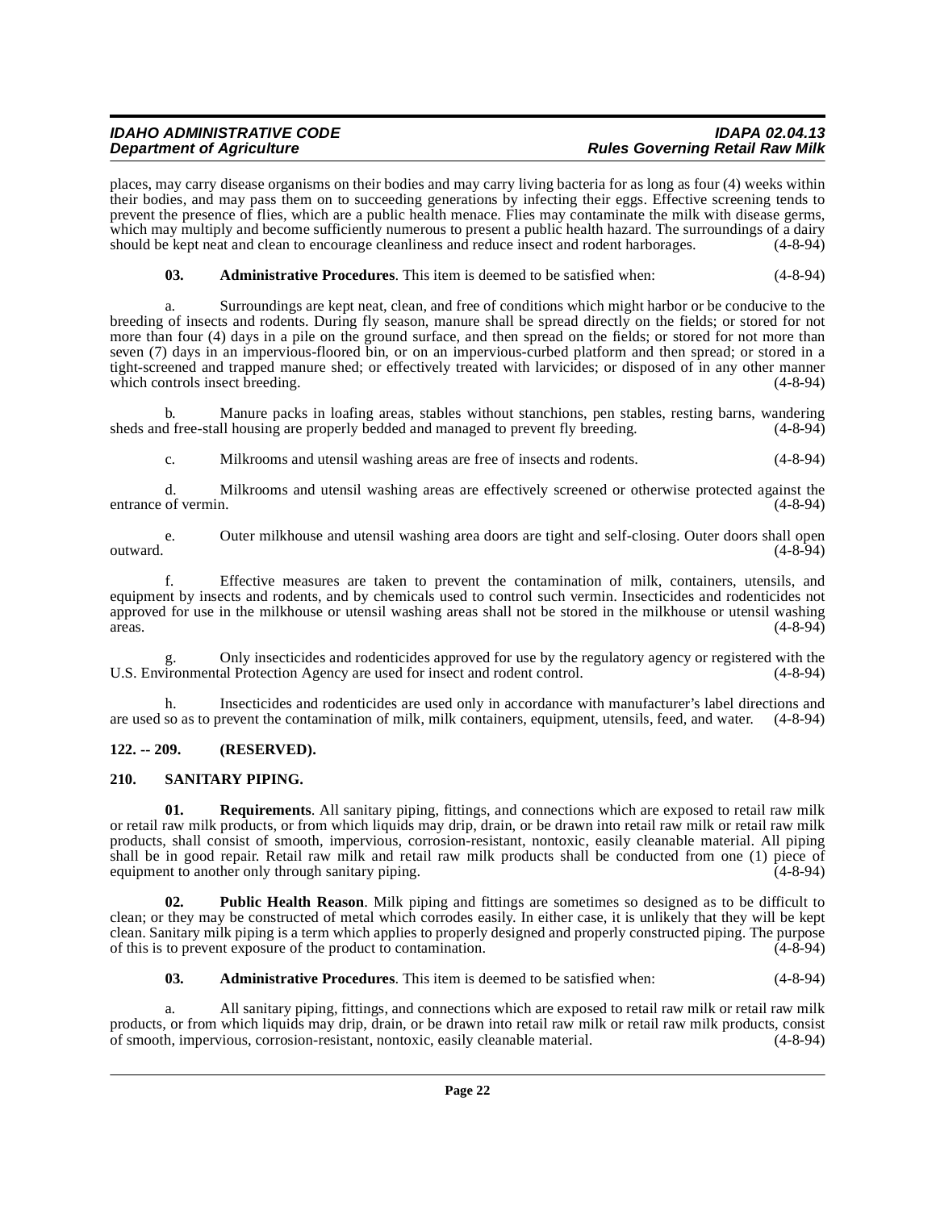places, may carry disease organisms on their bodies and may carry living bacteria for as long as four (4) weeks within their bodies, and may pass them on to succeeding generations by infecting their eggs. Effective screening tends to prevent the presence of flies, which are a public health menace. Flies may contaminate the milk with disease germs, which may multiply and become sufficiently numerous to present a public health hazard. The surroundings of a dairy should be kept neat and clean to encourage cleanliness and reduce insect and rodent harborages. (4-8-94)

**03. Administrative Procedures**. This item is deemed to be satisfied when: (4-8-94)

a. Surroundings are kept neat, clean, and free of conditions which might harbor or be conducive to the breeding of insects and rodents. During fly season, manure shall be spread directly on the fields; or stored for not more than four (4) days in a pile on the ground surface, and then spread on the fields; or stored for not more than seven (7) days in an impervious-floored bin, or on an impervious-curbed platform and then spread; or stored in a tight-screened and trapped manure shed; or effectively treated with larvicides; or disposed of in any other manner which controls insect breeding. (4-8-94)

b. Manure packs in loafing areas, stables without stanchions, pen stables, resting barns, wandering sheds and free-stall housing are properly bedded and managed to prevent fly breeding. (4-8-94)

c. Milkrooms and utensil washing areas are free of insects and rodents. (4-8-94)

d. Milkrooms and utensil washing areas are effectively screened or otherwise protected against the entrance of vermin. (4-8-94)

e. Outer milkhouse and utensil washing area doors are tight and self-closing. Outer doors shall open outward. (4-8-94)

f. Effective measures are taken to prevent the contamination of milk, containers, utensils, and equipment by insects and rodents, and by chemicals used to control such vermin. Insecticides and rodenticides not approved for use in the milkhouse or utensil washing areas shall not be stored in the milkhouse or utensil washing areas. (4-8-94)

g. Only insecticides and rodenticides approved for use by the regulatory agency or registered with the U.S. Environmental Protection Agency are used for insect and rodent control. (4-8-94)

h. Insecticides and rodenticides are used only in accordance with manufacturer's label directions and are used so as to prevent the contamination of milk, milk containers, equipment, utensils, feed, and water. (4-8-94)

## 122. -- 209. (RESERVED).

## 210. SANITARY PIPING.

**01. Requirements**. All sanitary piping, fittings, and connections which are exposed to retail raw milk or retail raw milk products, or from which liquids may drip, drain, or be drawn into retail raw milk or retail raw milk products, shall consist of smooth, impervious, corrosion-resistant, nontoxic, easily cleanable material. All piping shall be in good repair. Retail raw milk and retail raw milk products shall be conducted from one (1) piece of equipment to another only through sanitary piping. (4-8-94)

**02. Public Health Reason**. Milk piping and fittings are sometimes so designed as to be difficult to clean; or they may be constructed of metal which corrodes easily. In either case, it is unlikely that they will be kept clean. Sanitary milk piping is a term which applies to properly designed and properly constructed piping. The purpose of this is to prevent exposure of the product to contamination. (4-8-94)

**03. Administrative Procedures**. This item is deemed to be satisfied when: (4-8-94)

a. All sanitary piping, fittings, and connections which are exposed to retail raw milk or retail raw milk products, or from which liquids may drip, drain, or be drawn into retail raw milk or retail raw milk products, consist of smooth, impervious, corrosion-resistant, nontoxic, easily cleanable material. (4-8-94)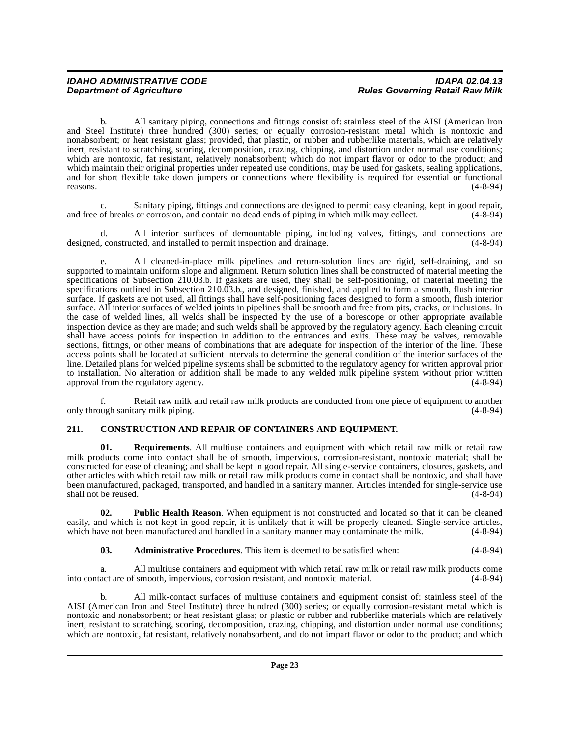b. All sanitary piping, connections and fittings consist of: stainless steel of the AISI (American Iron and Steel Institute) three hundred (300) series; or equally corrosion-resistant metal which is nontoxic and nonabsorbent; or heat resistant glass; provided, that plastic, or rubber and rubberlike materials, which are relatively inert, resistant to scratching, scoring, decomposition, crazing, chipping, and distortion under normal use conditions; which are nontoxic, fat resistant, relatively nonabsorbent; which do not impart flavor or odor to the product; and which maintain their original properties under repeated use conditions, may be used for gaskets, sealing applications, and for short flexible take down jumpers or connections where flexibility is required for essential or functional reasons. (4-8-94)

c. Sanitary piping, fittings and connections are designed to permit easy cleaning, kept in good repair, and free of breaks or corrosion, and contain no dead ends of piping in which milk may collect. (4-8-94)

d. All interior surfaces of demountable piping, including valves, fittings, and connections are designed, constructed, and installed to permit inspection and drainage. (4-8-94)

e. All cleaned-in-place milk pipelines and return-solution lines are rigid, self-draining, and so supported to maintain uniform slope and alignment. Return solution lines shall be constructed of material meeting the specifications of Subsection 210.03.b. If gaskets are used, they shall be self-positioning, of material meeting the specifications outlined in Subsection 210.03.b., and designed, finished, and applied to form a smooth, flush interior surface. If gaskets are not used, all fittings shall have self-positioning faces designed to form a smooth, flush interior surface. All interior surfaces of welded joints in pipelines shall be smooth and free from pits, cracks, or inclusions. In the case of welded lines, all welds shall be inspected by the use of a borescope or other appropriate available inspection device as they are made; and such welds shall be approved by the regulatory agency. Each cleaning circuit shall have access points for inspection in addition to the entrances and exits. These may be valves, removable sections, fittings, or other means of combinations that are adequate for inspection of the interior of the line. These access points shall be located at sufficient intervals to determine the general condition of the interior surfaces of the line. Detailed plans for welded pipeline systems shall be submitted to the regulatory agency for written approval prior to installation. No alteration or addition shall be made to any welded milk pipeline system without prior written approval from the regulatory agency. (4-8-94)

f. Retail raw milk and retail raw milk products are conducted from one piece of equipment to another only through sanitary milk piping. (4-8-94)

## 211. CONSTRUCTION AND REPAIR OF CONTAINERS AND EQUIPMENT.

**01. Requirements**. All multiuse containers and equipment with which retail raw milk or retail raw milk products come into contact shall be of smooth, impervious, corrosion-resistant, nontoxic material; shall be constructed for ease of cleaning; and shall be kept in good repair. All single-service containers, closures, gaskets, and other articles with which retail raw milk or retail raw milk products come in contact shall be nontoxic, and shall have been manufactured, packaged, transported, and handled in a sanitary manner. Articles intended for single-service use shall not be reused. (4-8-94)

**02. Public Health Reason**. When equipment is not constructed and located so that it can be cleaned easily, and which is not kept in good repair, it is unlikely that it will be properly cleaned. Single-service articles, which have not been manufactured and handled in a sanitary manner may contaminate the milk. (4-8-94)

**03. Administrative Procedures**. This item is deemed to be satisfied when: (4-8-94)

a. All multiuse containers and equipment with which retail raw milk or retail raw milk products come into contact are of smooth, impervious, corrosion resistant, and nontoxic material. (4-8-94)

b. All milk-contact surfaces of multiuse containers and equipment consist of: stainless steel of the AISI (American Iron and Steel Institute) three hundred (300) series; or equally corrosion-resistant metal which is nontoxic and nonabsorbent; or heat resistant glass; or plastic or rubber and rubberlike materials which are relatively inert, resistant to scratching, scoring, decomposition, crazing, chipping, and distortion under normal use conditions; which are nontoxic, fat resistant, relatively nonabsorbent, and do not impart flavor or odor to the product; and which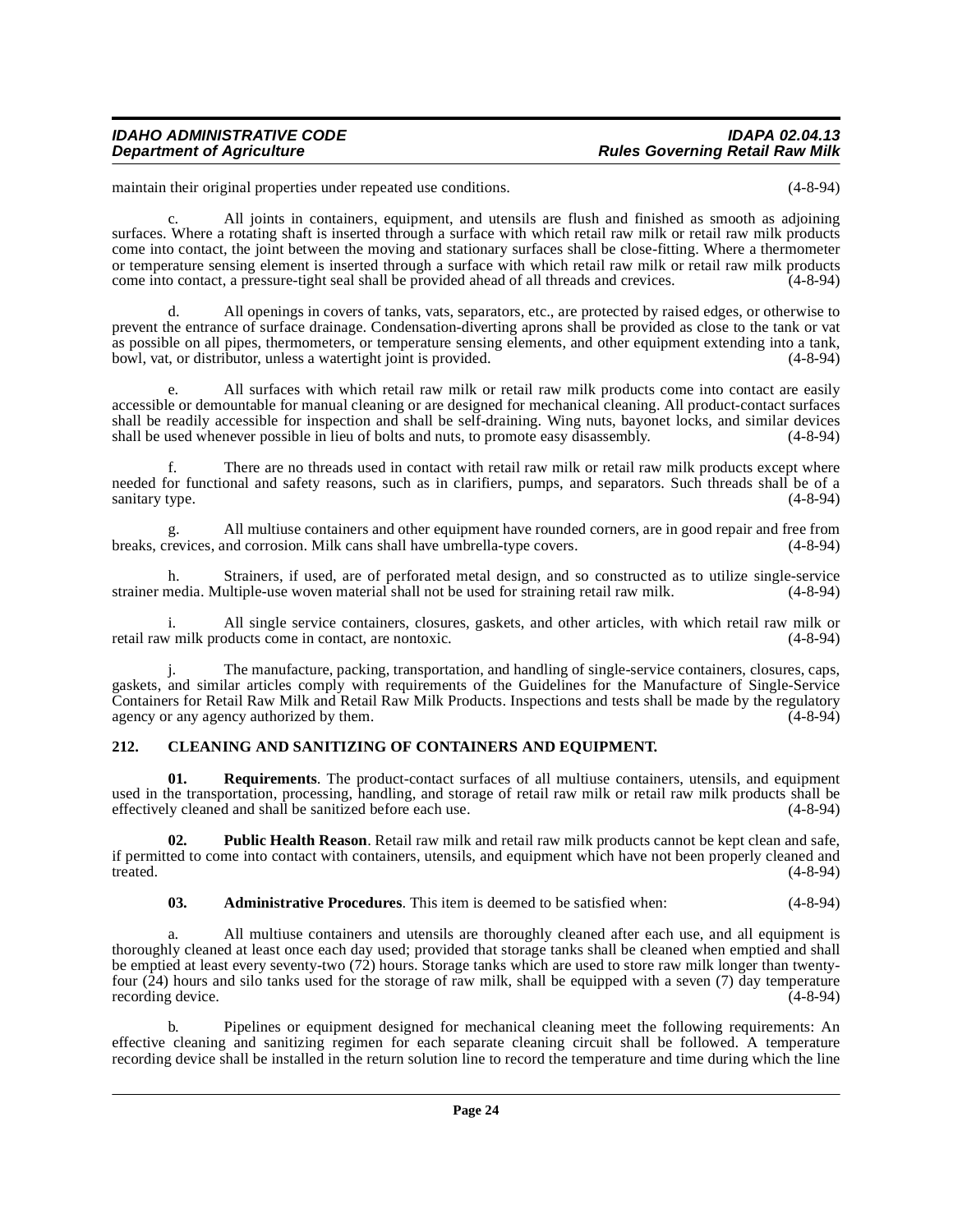maintain their original properties under repeated use conditions. (4-8-94)

c. All joints in containers, equipment, and utensils are flush and finished as smooth as adjoining surfaces. Where a rotating shaft is inserted through a surface with which retail raw milk or retail raw milk products come into contact, the joint between the moving and stationary surfaces shall be close-fitting. Where a thermometer or temperature sensing element is inserted through a surface with which retail raw milk or retail raw milk products come into contact, a pressure-tight seal shall be provided ahead of all threads and crevices. (4-8-94)

d. All openings in covers of tanks, vats, separators, etc., are protected by raised edges, or otherwise to prevent the entrance of surface drainage. Condensation-diverting aprons shall be provided as close to the tank or vat as possible on all pipes, thermometers, or temperature sensing elements, and other equipment extending into a tank, bowl, vat, or distributor, unless a watertight joint is provided. (4-8-94)

e. All surfaces with which retail raw milk or retail raw milk products come into contact are easily accessible or demountable for manual cleaning or are designed for mechanical cleaning. All product-contact surfaces shall be readily accessible for inspection and shall be self-draining. Wing nuts, bayonet locks, and similar devices shall be used whenever possible in lieu of bolts and nuts, to promote easy disassembly. (4-8-94)

f. There are no threads used in contact with retail raw milk or retail raw milk products except where needed for functional and safety reasons, such as in clarifiers, pumps, and separators. Such threads shall be of a sanitary type. (4-8-94)

g. All multiuse containers and other equipment have rounded corners, are in good repair and free from breaks, crevices, and corrosion. Milk cans shall have umbrella-type covers. (4-8-94)

h. Strainers, if used, are of perforated metal design, and so constructed as to utilize single-service strainer media. Multiple-use woven material shall not be used for straining retail raw milk. (4-8-94)

i. All single service containers, closures, gaskets, and other articles, with which retail raw milk or retail raw milk products come in contact, are nontoxic. (4-8-94)

j. The manufacture, packing, transportation, and handling of single-service containers, closures, caps, gaskets, and similar articles comply with requirements of the Guidelines for the Manufacture of Single-Service Containers for Retail Raw Milk and Retail Raw Milk Products. Inspections and tests shall be made by the regulatory agency or any agency authorized by them. (4-8-94)

## 212. CLEANING AND SANITIZING OF CONTAINERS AND EQUIPMENT.

**01. Requirements**. The product-contact surfaces of all multiuse containers, utensils, and equipment used in the transportation, processing, handling, and storage of retail raw milk or retail raw milk products shall be effectively cleaned and shall be sanitized before each use. (4-8-94)

**02. Public Health Reason**. Retail raw milk and retail raw milk products cannot be kept clean and safe, if permitted to come into contact with containers, utensils, and equipment which have not been properly cleaned and treated. (4-8-94)

**03. Administrative Procedures**. This item is deemed to be satisfied when: (4-8-94)

a. All multiuse containers and utensils are thoroughly cleaned after each use, and all equipment is thoroughly cleaned at least once each day used; provided that storage tanks shall be cleaned when emptied and shall be emptied at least every seventy-two (72) hours. Storage tanks which are used to store raw milk longer than twenty-four (24) hours and silo tanks used for the storage of raw milk, shall be equipped with a seven (7) day temperature recording device. (4-8-94)

b. Pipelines or equipment designed for mechanical cleaning meet the following requirements: An effective cleaning and sanitizing regimen for each separate cleaning circuit shall be followed. A temperature recording device shall be installed in the return solution line to record the temperature and time during which the line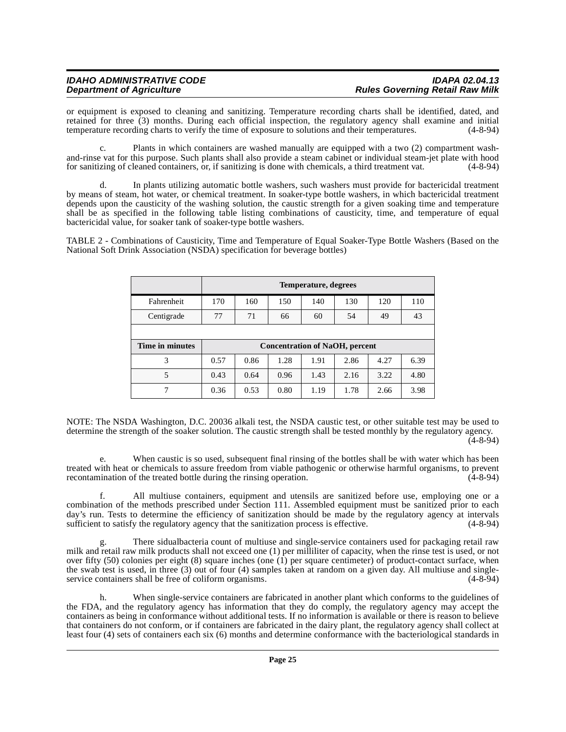or equipment is exposed to cleaning and sanitizing. Temperature recording charts shall be identified, dated, and retained for three (3) months. During each official inspection, the regulatory agency shall examine and initial temperature recording charts to verify the time of exposure to solutions and their temperatures. (4-8-94)

c. Plants in which containers are washed manually are equipped with a two (2) compartment wash-and-rinse vat for this purpose. Such plants shall also provide a steam cabinet or individual steam-jet plate with hood for sanitizing of cleaned containers, or, if sanitizing is done with chemicals, a third treatment vat. (4-8-94)

d. In plants utilizing automatic bottle washers, such washers must provide for bactericidal treatment by means of steam, hot water, or chemical treatment. In soaker-type bottle washers, in which bactericidal treatment depends upon the causticity of the washing solution, the caustic strength for a given soaking time and temperature shall be as specified in the following table listing combinations of causticity, time, and temperature of equal bactericidal value, for soaker tank of soaker-type bottle washers.

TABLE 2 - Combinations of Causticity, Time and Temperature of Equal Soaker-Type Bottle Washers (Based on the National Soft Drink Association (NSDA) specification for beverage bottles)

| | **Temperature, degrees** | | | | | | |
|---|---|---|---|---|---|---|---|
| Fahrenheit | 170 | 160 | 150 | 140 | 130 | 120 | 110 |
| Centigrade | 77 | 71 | 66 | 60 | 54 | 49 | 43 |
| | | | | | | | |
| **Time in minutes** | **Concentration of NaOH, percent** | | | | | | |
| 3 | 0.57 | 0.86 | 1.28 | 1.91 | 2.86 | 4.27 | 6.39 |
| 5 | 0.43 | 0.64 | 0.96 | 1.43 | 2.16 | 3.22 | 4.80 |
| 7 | 0.36 | 0.53 | 0.80 | 1.19 | 1.78 | 2.66 | 3.98 |

NOTE: The NSDA Washington, D.C. 20036 alkali test, the NSDA caustic test, or other suitable test may be used to determine the strength of the soaker solution. The caustic strength shall be tested monthly by the regulatory agency. (4-8-94)

e. When caustic is so used, subsequent final rinsing of the bottles shall be with water which has been treated with heat or chemicals to assure freedom from viable pathogenic or otherwise harmful organisms, to prevent recontamination of the treated bottle during the rinsing operation. (4-8-94)

f. All multiuse containers, equipment and utensils are sanitized before use, employing one or a combination of the methods prescribed under Section 111. Assembled equipment must be sanitized prior to each day's run. Tests to determine the efficiency of sanitization should be made by the regulatory agency at intervals sufficient to satisfy the regulatory agency that the sanitization process is effective. (4-8-94)

g. There sidualbacteria count of multiuse and single-service containers used for packaging retail raw milk and retail raw milk products shall not exceed one (1) per milliliter of capacity, when the rinse test is used, or not over fifty (50) colonies per eight (8) square inches (one (1) per square centimeter) of product-contact surface, when the swab test is used, in three (3) out of four (4) samples taken at random on a given day. All multiuse and single-service containers shall be free of coliform organisms. (4-8-94)

h. When single-service containers are fabricated in another plant which conforms to the guidelines of the FDA, and the regulatory agency has information that they do comply, the regulatory agency may accept the containers as being in conformance without additional tests. If no information is available or there is reason to believe that containers do not conform, or if containers are fabricated in the dairy plant, the regulatory agency shall collect at least four (4) sets of containers each six (6) months and determine conformance with the bacteriological standards in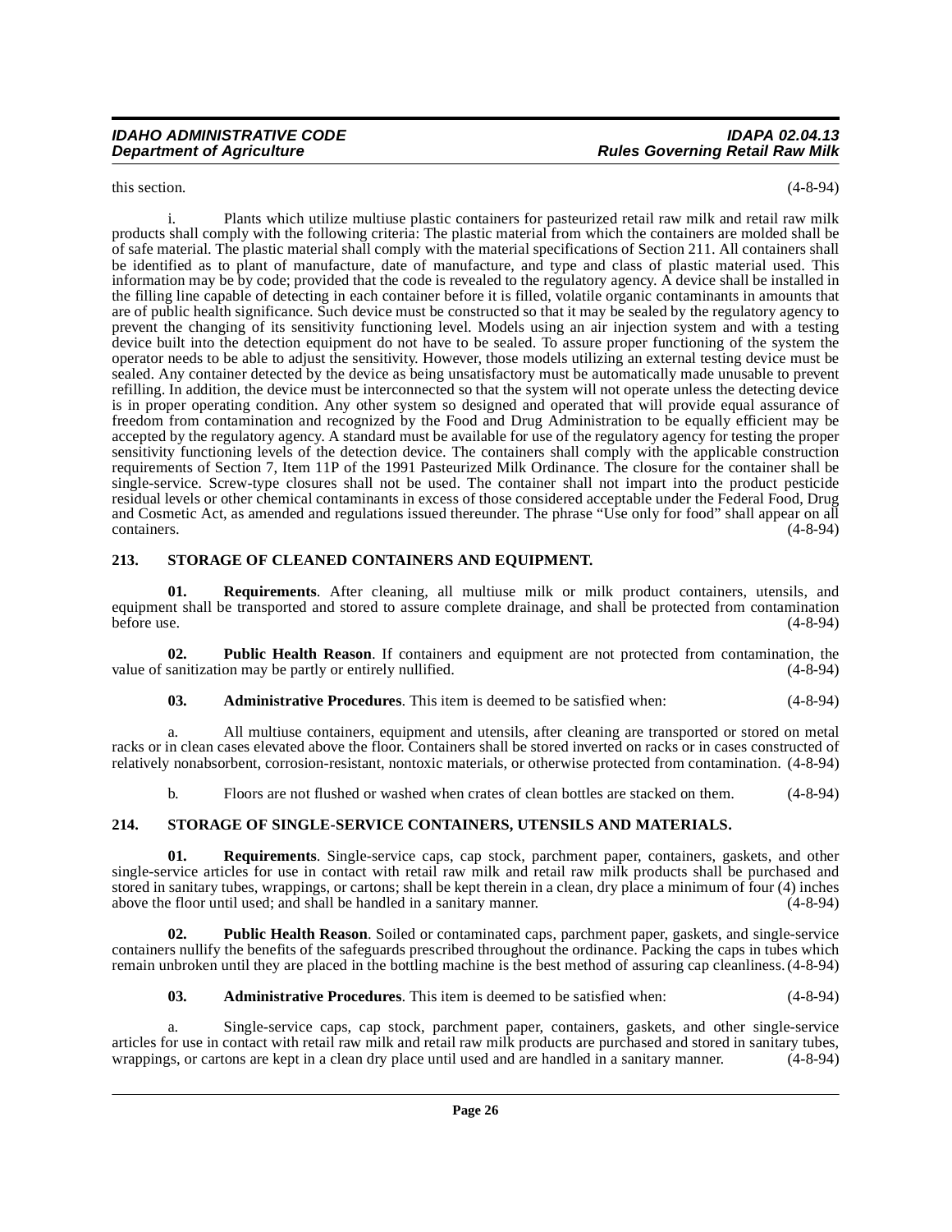this section. (4-8-94)

i. Plants which utilize multiuse plastic containers for pasteurized retail raw milk and retail raw milk products shall comply with the following criteria: The plastic material from which the containers are molded shall be of safe material. The plastic material shall comply with the material specifications of Section 211. All containers shall be identified as to plant of manufacture, date of manufacture, and type and class of plastic material used. This information may be by code; provided that the code is revealed to the regulatory agency. A device shall be installed in the filling line capable of detecting in each container before it is filled, volatile organic contaminants in amounts that are of public health significance. Such device must be constructed so that it may be sealed by the regulatory agency to prevent the changing of its sensitivity functioning level. Models using an air injection system and with a testing device built into the detection equipment do not have to be sealed. To assure proper functioning of the system the operator needs to be able to adjust the sensitivity. However, those models utilizing an external testing device must be sealed. Any container detected by the device as being unsatisfactory must be automatically made unusable to prevent refilling. In addition, the device must be interconnected so that the system will not operate unless the detecting device is in proper operating condition. Any other system so designed and operated that will provide equal assurance of freedom from contamination and recognized by the Food and Drug Administration to be equally efficient may be accepted by the regulatory agency. A standard must be available for use of the regulatory agency for testing the proper sensitivity functioning levels of the detection device. The containers shall comply with the applicable construction requirements of Section 7, Item 11P of the 1991 Pasteurized Milk Ordinance. The closure for the container shall be single-service. Screw-type closures shall not be used. The container shall not impart into the product pesticide residual levels or other chemical contaminants in excess of those considered acceptable under the Federal Food, Drug and Cosmetic Act, as amended and regulations issued thereunder. The phrase "Use only for food" shall appear on all containers. (4-8-94)

### 213. STORAGE OF CLEANED CONTAINERS AND EQUIPMENT.

**01. Requirements**. After cleaning, all multiuse milk or milk product containers, utensils, and equipment shall be transported and stored to assure complete drainage, and shall be protected from contamination before use. (4-8-94)

**02. Public Health Reason**. If containers and equipment are not protected from contamination, the value of sanitization may be partly or entirely nullified. (4-8-94)

**03. Administrative Procedures**. This item is deemed to be satisfied when: (4-8-94)

a. All multiuse containers, equipment and utensils, after cleaning are transported or stored on metal racks or in clean cases elevated above the floor. Containers shall be stored inverted on racks or in cases constructed of relatively nonabsorbent, corrosion-resistant, nontoxic materials, or otherwise protected from contamination. (4-8-94)

b. Floors are not flushed or washed when crates of clean bottles are stacked on them. (4-8-94)

### 214. STORAGE OF SINGLE-SERVICE CONTAINERS, UTENSILS AND MATERIALS.

**01. Requirements**. Single-service caps, cap stock, parchment paper, containers, gaskets, and other single-service articles for use in contact with retail raw milk and retail raw milk products shall be purchased and stored in sanitary tubes, wrappings, or cartons; shall be kept therein in a clean, dry place a minimum of four (4) inches above the floor until used; and shall be handled in a sanitary manner. (4-8-94)

**02. Public Health Reason**. Soiled or contaminated caps, parchment paper, gaskets, and single-service containers nullify the benefits of the safeguards prescribed throughout the ordinance. Packing the caps in tubes which remain unbroken until they are placed in the bottling machine is the best method of assuring cap cleanliness. (4-8-94)

**03. Administrative Procedures**. This item is deemed to be satisfied when: (4-8-94)

a. Single-service caps, cap stock, parchment paper, containers, gaskets, and other single-service articles for use in contact with retail raw milk and retail raw milk products are purchased and stored in sanitary tubes, wrappings, or cartons are kept in a clean dry place until used and are handled in a sanitary manner. (4-8-94)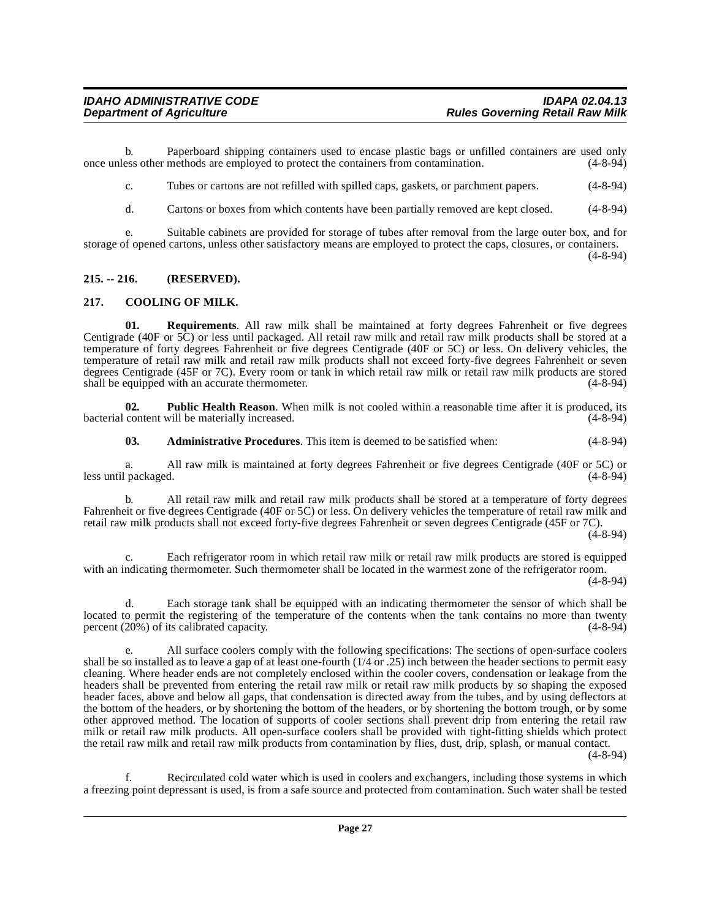b. Paperboard shipping containers used to encase plastic bags or unfilled containers are used only once unless other methods are employed to protect the containers from contamination. (4-8-94)

c. Tubes or cartons are not refilled with spilled caps, gaskets, or parchment papers. (4-8-94)

d. Cartons or boxes from which contents have been partially removed are kept closed. (4-8-94)

e. Suitable cabinets are provided for storage of tubes after removal from the large outer box, and for storage of opened cartons, unless other satisfactory means are employed to protect the caps, closures, or containers. (4-8-94)

## 215. -- 216. (RESERVED).

## 217. COOLING OF MILK.

**01. Requirements**. All raw milk shall be maintained at forty degrees Fahrenheit or five degrees Centigrade (40F or 5C) or less until packaged. All retail raw milk and retail raw milk products shall be stored at a temperature of forty degrees Fahrenheit or five degrees Centigrade (40F or 5C) or less. On delivery vehicles, the temperature of retail raw milk and retail raw milk products shall not exceed forty-five degrees Fahrenheit or seven degrees Centigrade (45F or 7C). Every room or tank in which retail raw milk or retail raw milk products are stored shall be equipped with an accurate thermometer. (4-8-94)

**02. Public Health Reason**. When milk is not cooled within a reasonable time after it is produced, its bacterial content will be materially increased. (4-8-94)

**03. Administrative Procedures**. This item is deemed to be satisfied when: (4-8-94)

a. All raw milk is maintained at forty degrees Fahrenheit or five degrees Centigrade (40F or 5C) or less until packaged. (4-8-94)

b. All retail raw milk and retail raw milk products shall be stored at a temperature of forty degrees Fahrenheit or five degrees Centigrade (40F or 5C) or less. On delivery vehicles the temperature of retail raw milk and retail raw milk products shall not exceed forty-five degrees Fahrenheit or seven degrees Centigrade (45F or 7C). (4-8-94)

c. Each refrigerator room in which retail raw milk or retail raw milk products are stored is equipped with an indicating thermometer. Such thermometer shall be located in the warmest zone of the refrigerator room. (4-8-94)

d. Each storage tank shall be equipped with an indicating thermometer the sensor of which shall be located to permit the registering of the temperature of the contents when the tank contains no more than twenty percent (20%) of its calibrated capacity. (4-8-94)

e. All surface coolers comply with the following specifications: The sections of open-surface coolers shall be so installed as to leave a gap of at least one-fourth (1/4 or .25) inch between the header sections to permit easy cleaning. Where header ends are not completely enclosed within the cooler covers, condensation or leakage from the headers shall be prevented from entering the retail raw milk or retail raw milk products by so shaping the exposed header faces, above and below all gaps, that condensation is directed away from the tubes, and by using deflectors at the bottom of the headers, or by shortening the bottom of the headers, or by shortening the bottom trough, or by some other approved method. The location of supports of cooler sections shall prevent drip from entering the retail raw milk or retail raw milk products. All open-surface coolers shall be provided with tight-fitting shields which protect the retail raw milk and retail raw milk products from contamination by flies, dust, drip, splash, or manual contact. (4-8-94)

f. Recirculated cold water which is used in coolers and exchangers, including those systems in which a freezing point depressant is used, is from a safe source and protected from contamination. Such water shall be tested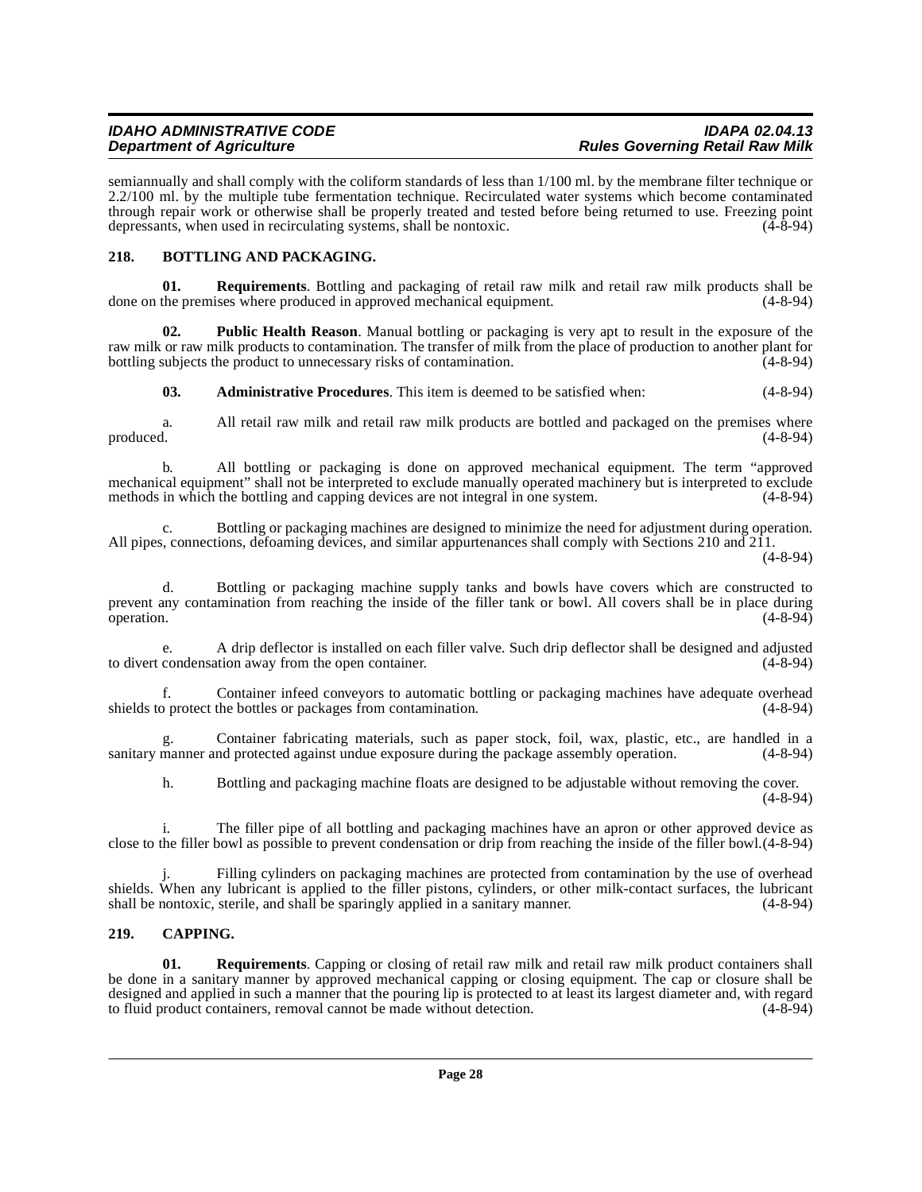semiannually and shall comply with the coliform standards of less than 1/100 ml. by the membrane filter technique or 2.2/100 ml. by the multiple tube fermentation technique. Recirculated water systems which become contaminated through repair work or otherwise shall be properly treated and tested before being returned to use. Freezing point depressants, when used in recirculating systems, shall be nontoxic. (4-8-94)

## 218. BOTTLING AND PACKAGING.

**01. Requirements**. Bottling and packaging of retail raw milk and retail raw milk products shall be done on the premises where produced in approved mechanical equipment. (4-8-94)

**02. Public Health Reason**. Manual bottling or packaging is very apt to result in the exposure of the raw milk or raw milk products to contamination. The transfer of milk from the place of production to another plant for bottling subjects the product to unnecessary risks of contamination. (4-8-94)

**03. Administrative Procedures**. This item is deemed to be satisfied when: (4-8-94)

a. All retail raw milk and retail raw milk products are bottled and packaged on the premises where produced. (4-8-94)

b. All bottling or packaging is done on approved mechanical equipment. The term "approved mechanical equipment" shall not be interpreted to exclude manually operated machinery but is interpreted to exclude methods in which the bottling and capping devices are not integral in one system. (4-8-94)

c. Bottling or packaging machines are designed to minimize the need for adjustment during operation. All pipes, connections, defoaming devices, and similar appurtenances shall comply with Sections 210 and 211. (4-8-94)

d. Bottling or packaging machine supply tanks and bowls have covers which are constructed to prevent any contamination from reaching the inside of the filler tank or bowl. All covers shall be in place during operation. (4-8-94)

e. A drip deflector is installed on each filler valve. Such drip deflector shall be designed and adjusted to divert condensation away from the open container. (4-8-94)

f. Container infeed conveyors to automatic bottling or packaging machines have adequate overhead shields to protect the bottles or packages from contamination. (4-8-94)

g. Container fabricating materials, such as paper stock, foil, wax, plastic, etc., are handled in a sanitary manner and protected against undue exposure during the package assembly operation. (4-8-94)

h. Bottling and packaging machine floats are designed to be adjustable without removing the cover. (4-8-94)

i. The filler pipe of all bottling and packaging machines have an apron or other approved device as close to the filler bowl as possible to prevent condensation or drip from reaching the inside of the filler bowl. (4-8-94)

j. Filling cylinders on packaging machines are protected from contamination by the use of overhead shields. When any lubricant is applied to the filler pistons, cylinders, or other milk-contact surfaces, the lubricant shall be nontoxic, sterile, and shall be sparingly applied in a sanitary manner. (4-8-94)

## 219. CAPPING.

**01. Requirements**. Capping or closing of retail raw milk and retail raw milk product containers shall be done in a sanitary manner by approved mechanical capping or closing equipment. The cap or closure shall be designed and applied in such a manner that the pouring lip is protected to at least its largest diameter and, with regard to fluid product containers, removal cannot be made without detection. (4-8-94)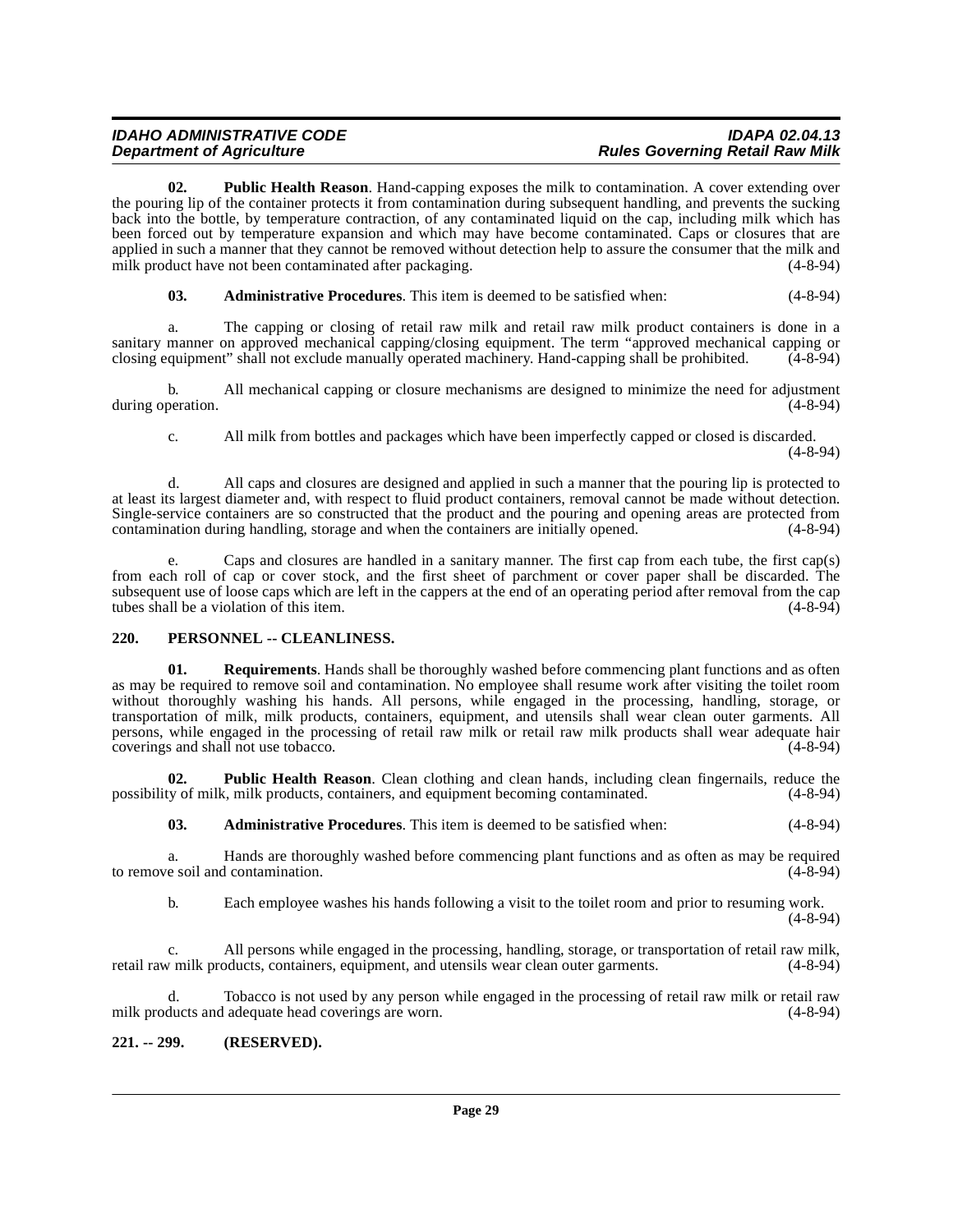**02. Public Health Reason**. Hand-capping exposes the milk to contamination. A cover extending over the pouring lip of the container protects it from contamination during subsequent handling, and prevents the sucking back into the bottle, by temperature contraction, of any contaminated liquid on the cap, including milk which has been forced out by temperature expansion and which may have become contaminated. Caps or closures that are applied in such a manner that they cannot be removed without detection help to assure the consumer that the milk and milk product have not been contaminated after packaging. (4-8-94)

**03. Administrative Procedures**. This item is deemed to be satisfied when: (4-8-94)

a. The capping or closing of retail raw milk and retail raw milk product containers is done in a sanitary manner on approved mechanical capping/closing equipment. The term "approved mechanical capping or closing equipment" shall not exclude manually operated machinery. Hand-capping shall be prohibited. (4-8-94)

b. All mechanical capping or closure mechanisms are designed to minimize the need for adjustment during operation. (4-8-94)

c. All milk from bottles and packages which have been imperfectly capped or closed is discarded. (4-8-94)

d. All caps and closures are designed and applied in such a manner that the pouring lip is protected to at least its largest diameter and, with respect to fluid product containers, removal cannot be made without detection. Single-service containers are so constructed that the product and the pouring and opening areas are protected from contamination during handling, storage and when the containers are initially opened. (4-8-94)

e. Caps and closures are handled in a sanitary manner. The first cap from each tube, the first cap(s) from each roll of cap or cover stock, and the first sheet of parchment or cover paper shall be discarded. The subsequent use of loose caps which are left in the cappers at the end of an operating period after removal from the cap tubes shall be a violation of this item. (4-8-94)

## 220. PERSONNEL -- CLEANLINESS.

**01. Requirements**. Hands shall be thoroughly washed before commencing plant functions and as often as may be required to remove soil and contamination. No employee shall resume work after visiting the toilet room without thoroughly washing his hands. All persons, while engaged in the processing, handling, storage, or transportation of milk, milk products, containers, equipment, and utensils shall wear clean outer garments. All persons, while engaged in the processing of retail raw milk or retail raw milk products shall wear adequate hair coverings and shall not use tobacco. (4-8-94)

**02. Public Health Reason**. Clean clothing and clean hands, including clean fingernails, reduce the possibility of milk, milk products, containers, and equipment becoming contaminated. (4-8-94)

**03. Administrative Procedures**. This item is deemed to be satisfied when: (4-8-94)

a. Hands are thoroughly washed before commencing plant functions and as often as may be required to remove soil and contamination. (4-8-94)

b. Each employee washes his hands following a visit to the toilet room and prior to resuming work. (4-8-94)

c. All persons while engaged in the processing, handling, storage, or transportation of retail raw milk, retail raw milk products, containers, equipment, and utensils wear clean outer garments. (4-8-94)

d. Tobacco is not used by any person while engaged in the processing of retail raw milk or retail raw milk products and adequate head coverings are worn. (4-8-94)

## 221. -- 299. (RESERVED).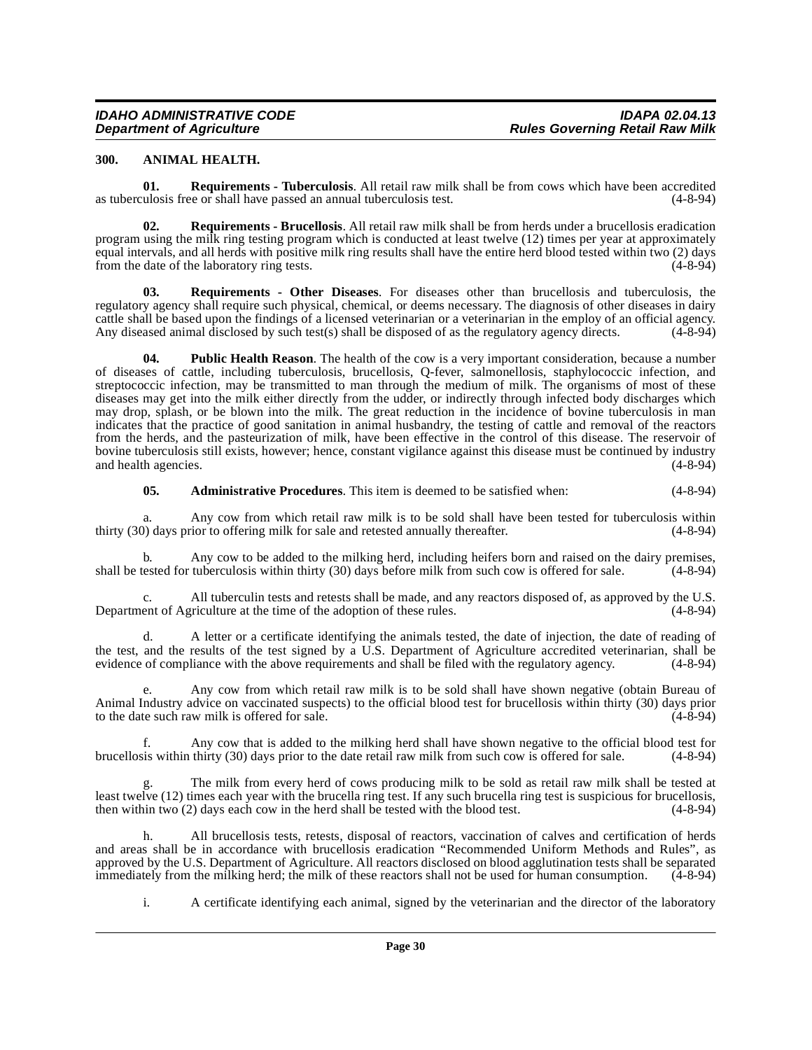### 300. ANIMAL HEALTH.

**01. Requirements - Tuberculosis**. All retail raw milk shall be from cows which have been accredited as tuberculosis free or shall have passed an annual tuberculosis test. (4-8-94)

**02. Requirements - Brucellosis**. All retail raw milk shall be from herds under a brucellosis eradication program using the milk ring testing program which is conducted at least twelve (12) times per year at approximately equal intervals, and all herds with positive milk ring results shall have the entire herd blood tested within two (2) days from the date of the laboratory ring tests. (4-8-94)

**03. Requirements - Other Diseases**. For diseases other than brucellosis and tuberculosis, the regulatory agency shall require such physical, chemical, or deems necessary. The diagnosis of other diseases in dairy cattle shall be based upon the findings of a licensed veterinarian or a veterinarian in the employ of an official agency. Any diseased animal disclosed by such test(s) shall be disposed of as the regulatory agency directs. (4-8-94)

**04. Public Health Reason**. The health of the cow is a very important consideration, because a number of diseases of cattle, including tuberculosis, brucellosis, Q-fever, salmonellosis, staphylococcic infection, and streptococcic infection, may be transmitted to man through the medium of milk. The organisms of most of these diseases may get into the milk either directly from the udder, or indirectly through infected body discharges which may drop, splash, or be blown into the milk. The great reduction in the incidence of bovine tuberculosis in man indicates that the practice of good sanitation in animal husbandry, the testing of cattle and removal of the reactors from the herds, and the pasteurization of milk, have been effective in the control of this disease. The reservoir of bovine tuberculosis still exists, however; hence, constant vigilance against this disease must be continued by industry and health agencies. (4-8-94)

**05. Administrative Procedures**. This item is deemed to be satisfied when: (4-8-94)

a. Any cow from which retail raw milk is to be sold shall have been tested for tuberculosis within thirty (30) days prior to offering milk for sale and retested annually thereafter. (4-8-94)

b. Any cow to be added to the milking herd, including heifers born and raised on the dairy premises, shall be tested for tuberculosis within thirty (30) days before milk from such cow is offered for sale. (4-8-94)

c. All tuberculin tests and retests shall be made, and any reactors disposed of, as approved by the U.S. Department of Agriculture at the time of the adoption of these rules. (4-8-94)

d. A letter or a certificate identifying the animals tested, the date of injection, the date of reading of the test, and the results of the test signed by a U.S. Department of Agriculture accredited veterinarian, shall be evidence of compliance with the above requirements and shall be filed with the regulatory agency. (4-8-94)

e. Any cow from which retail raw milk is to be sold shall have shown negative (obtain Bureau of Animal Industry advice on vaccinated suspects) to the official blood test for brucellosis within thirty (30) days prior to the date such raw milk is offered for sale. (4-8-94)

f. Any cow that is added to the milking herd shall have shown negative to the official blood test for brucellosis within thirty (30) days prior to the date retail raw milk from such cow is offered for sale. (4-8-94)

g. The milk from every herd of cows producing milk to be sold as retail raw milk shall be tested at least twelve (12) times each year with the brucella ring test. If any such brucella ring test is suspicious for brucellosis, then within two (2) days each cow in the herd shall be tested with the blood test. (4-8-94)

h. All brucellosis tests, retests, disposal of reactors, vaccination of calves and certification of herds and areas shall be in accordance with brucellosis eradication "Recommended Uniform Methods and Rules", as approved by the U.S. Department of Agriculture. All reactors disclosed on blood agglutination tests shall be separated immediately from the milking herd; the milk of these reactors shall not be used for human consumption. (4-8-94)

i. A certificate identifying each animal, signed by the veterinarian and the director of the laboratory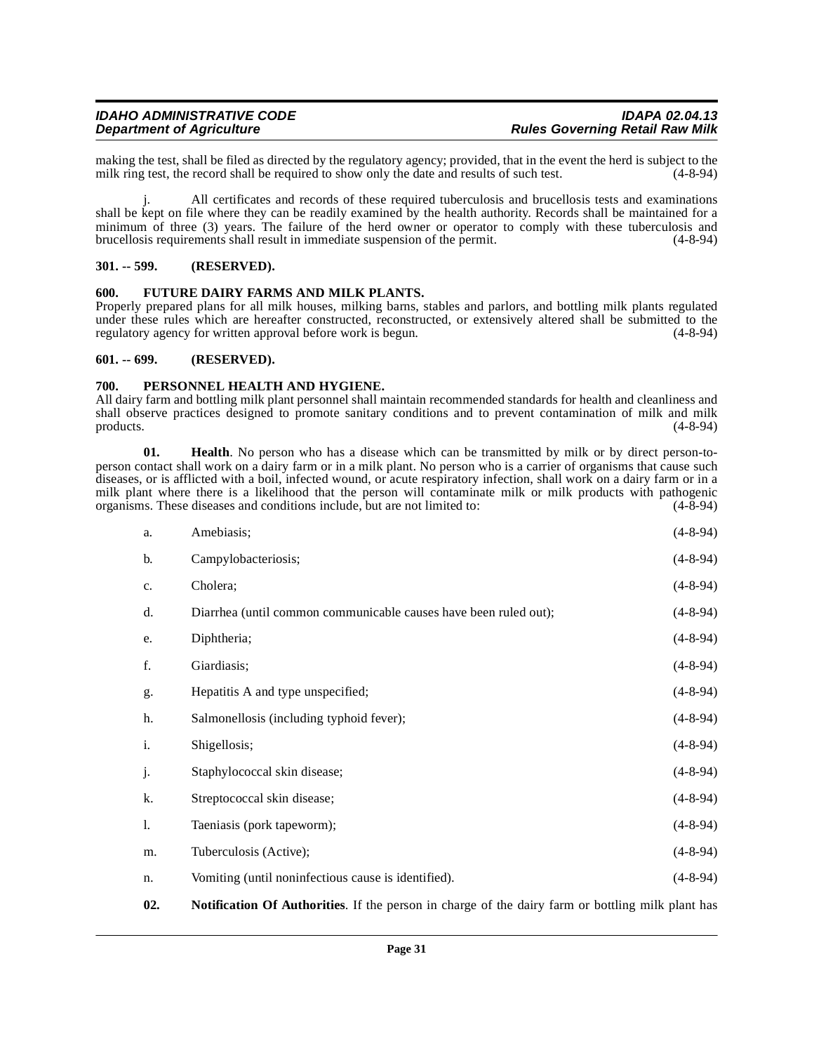making the test, shall be filed as directed by the regulatory agency; provided, that in the event the herd is subject to the milk ring test, the record shall be required to show only the date and results of such test. (4-8-94)

j. All certificates and records of these required tuberculosis and brucellosis tests and examinations shall be kept on file where they can be readily examined by the health authority. Records shall be maintained for a minimum of three (3) years. The failure of the herd owner or operator to comply with these tuberculosis and brucellosis requirements shall result in immediate suspension of the permit. (4-8-94)

## 301. -- 599. (RESERVED).

## 600. FUTURE DAIRY FARMS AND MILK PLANTS.

Properly prepared plans for all milk houses, milking barns, stables and parlors, and bottling milk plants regulated under these rules which are hereafter constructed, reconstructed, or extensively altered shall be submitted to the regulatory agency for written approval before work is begun. (4-8-94)

## 601. -- 699. (RESERVED).

## 700. PERSONNEL HEALTH AND HYGIENE.

All dairy farm and bottling milk plant personnel shall maintain recommended standards for health and cleanliness and shall observe practices designed to promote sanitary conditions and to prevent contamination of milk and milk products. (4-8-94)

**01. Health**. No person who has a disease which can be transmitted by milk or by direct person-to-person contact shall work on a dairy farm or in a milk plant. No person who is a carrier of organisms that cause such diseases, or is afflicted with a boil, infected wound, or acute respiratory infection, shall work on a dairy farm or in a milk plant where there is a likelihood that the person will contaminate milk or milk products with pathogenic organisms. These diseases and conditions include, but are not limited to: (4-8-94)

a. Amebiasis; (4-8-94)

b. Campylobacteriosis; (4-8-94)

c. Cholera; (4-8-94)

d. Diarrhea (until common communicable causes have been ruled out); (4-8-94)

e. Diphtheria; (4-8-94)

f. Giardiasis; (4-8-94)

g. Hepatitis A and type unspecified; (4-8-94)

h. Salmonellosis (including typhoid fever); (4-8-94)

i. Shigellosis; (4-8-94)

j. Staphylococcal skin disease; (4-8-94)

k. Streptococcal skin disease; (4-8-94)

l. Taeniasis (pork tapeworm); (4-8-94)

m. Tuberculosis (Active); (4-8-94)

n. Vomiting (until noninfectious cause is identified). (4-8-94)

**02. Notification Of Authorities**. If the person in charge of the dairy farm or bottling milk plant has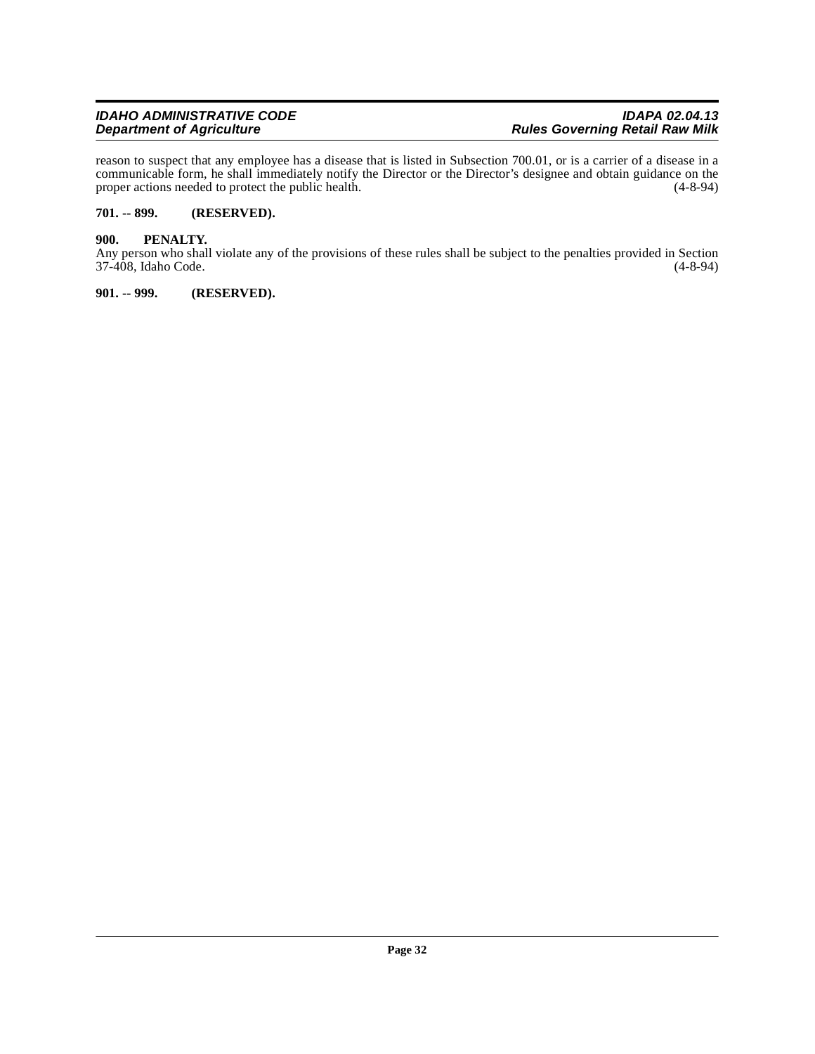reason to suspect that any employee has a disease that is listed in Subsection 700.01, or is a carrier of a disease in a communicable form, he shall immediately notify the Director or the Director's designee and obtain guidance on the proper actions needed to protect the public health. (4-8-94)

**701. -- 899. (RESERVED).**

**900. PENALTY.**

Any person who shall violate any of the provisions of these rules shall be subject to the penalties provided in Section 37-408, Idaho Code. (4-8-94)

**901. -- 999. (RESERVED).**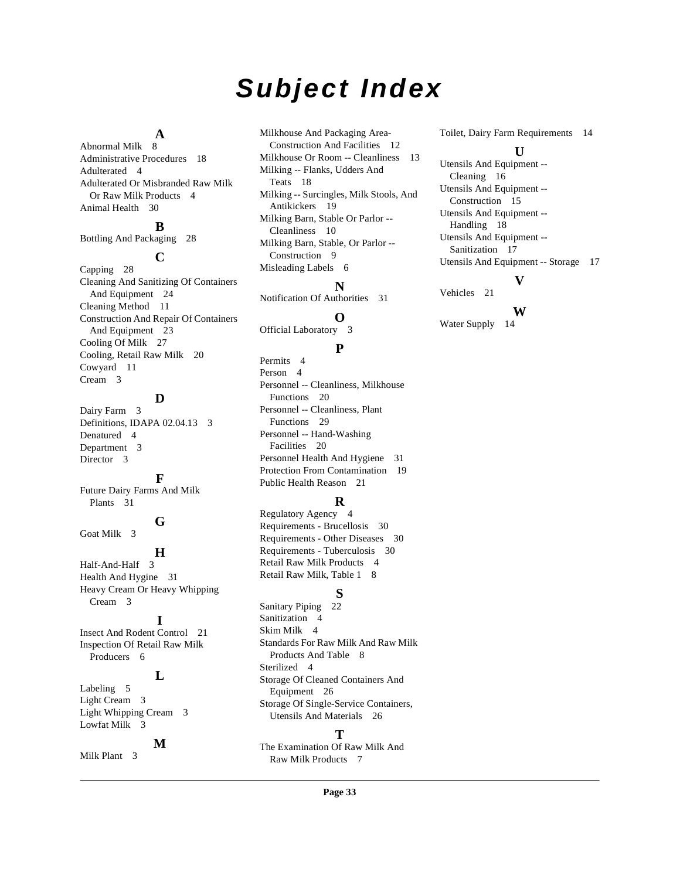# Subject Index

**A**

Abnormal Milk 8
Administrative Procedures 18
Adulterated 4
Adulterated Or Misbranded Raw Milk Or Raw Milk Products 4
Animal Health 30

**B**

Bottling And Packaging 28

**C**

Capping 28
Cleaning And Sanitizing Of Containers And Equipment 24
Cleaning Method 11
Construction And Repair Of Containers And Equipment 23
Cooling Of Milk 27
Cooling, Retail Raw Milk 20
Cowyard 11
Cream 3

**D**

Dairy Farm 3
Definitions, IDAPA 02.04.13 3
Denatured 4
Department 3
Director 3

**F**

Future Dairy Farms And Milk Plants 31

**G**

Goat Milk 3

**H**

Half-And-Half 3
Health And Hygine 31
Heavy Cream Or Heavy Whipping Cream 3

**I**

Insect And Rodent Control 21
Inspection Of Retail Raw Milk Producers 6

**L**

Labeling 5
Light Cream 3
Light Whipping Cream 3
Lowfat Milk 3

**M**

Milk Plant 3
Milkhouse And Packaging Area-Construction And Facilities 12
Milkhouse Or Room -- Cleanliness 13
Milking -- Flanks, Udders And Teats 18
Milking -- Surcingles, Milk Stools, And Antikickers 19
Milking Barn, Stable Or Parlor -- Cleanliness 10
Milking Barn, Stable, Or Parlor -- Construction 9
Misleading Labels 6

**N**

Notification Of Authorities 31

**O**

Official Laboratory 3

**P**

Permits 4
Person 4
Personnel -- Cleanliness, Milkhouse Functions 20
Personnel -- Cleanliness, Plant Functions 29
Personnel -- Hand-Washing Facilities 20
Personnel Health And Hygiene 31
Protection From Contamination 19
Public Health Reason 21

**R**

Regulatory Agency 4
Requirements - Brucellosis 30
Requirements - Other Diseases 30
Requirements - Tuberculosis 30
Retail Raw Milk Products 4
Retail Raw Milk, Table 1 8

**S**

Sanitary Piping 22
Sanitization 4
Skim Milk 4
Standards For Raw Milk And Raw Milk Products And Table 8
Sterilized 4
Storage Of Cleaned Containers And Equipment 26
Storage Of Single-Service Containers, Utensils And Materials 26

**T**

The Examination Of Raw Milk And Raw Milk Products 7
Toilet, Dairy Farm Requirements 14

**U**

Utensils And Equipment -- Cleaning 16
Utensils And Equipment -- Construction 15
Utensils And Equipment -- Handling 18
Utensils And Equipment -- Sanitization 17
Utensils And Equipment -- Storage 17

**V**

Vehicles 21

**W**

Water Supply 14